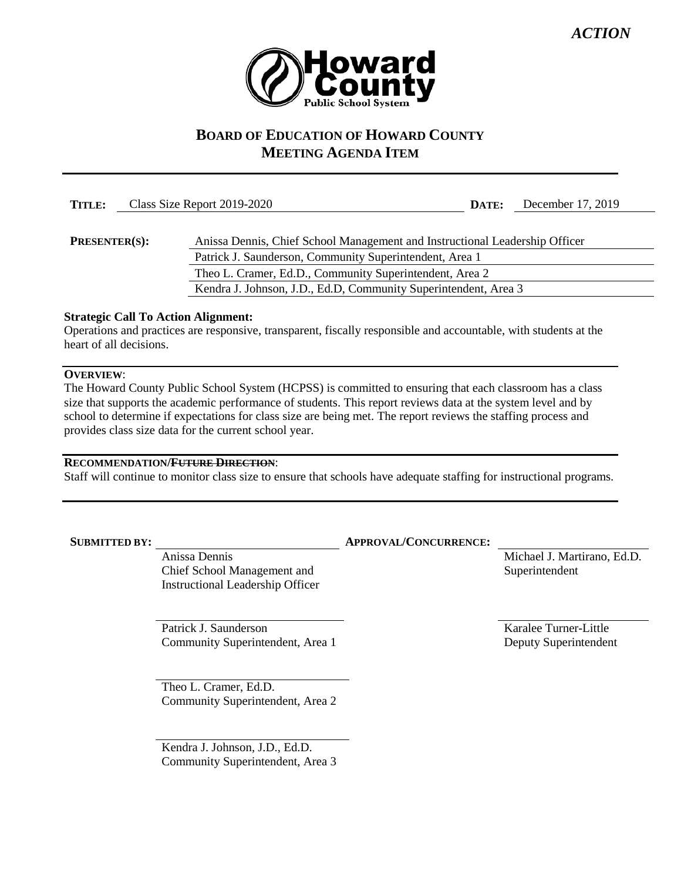*ACTION*

Howard County Public School System

# BOARD OF EDUCATION OF HOWARD COUNTY MEETING AGENDA ITEM

**TITLE:** Class Size Report 2019-2020 **DATE:** December 17, 2019

**PRESENTER(S):**
Anissa Dennis, Chief School Management and Instructional Leadership Officer
Patrick J. Saunderson, Community Superintendent, Area 1
Theo L. Cramer, Ed.D., Community Superintendent, Area 2
Kendra J. Johnson, J.D., Ed.D, Community Superintendent, Area 3

**Strategic Call To Action Alignment:**
Operations and practices are responsive, transparent, fiscally responsible and accountable, with students at the heart of all decisions.

**OVERVIEW**:
The Howard County Public School System (HCPSS) is committed to ensuring that each classroom has a class size that supports the academic performance of students. This report reviews data at the system level and by school to determine if expectations for class size are being met. The report reviews the staffing process and provides class size data for the current school year.

**RECOMMENDATION/~~FUTURE DIRECTION~~**:
Staff will continue to monitor class size to ensure that schools have adequate staffing for instructional programs.

**SUBMITTED BY:**

Anissa Dennis
Chief School Management and Instructional Leadership Officer

Patrick J. Saunderson
Community Superintendent, Area 1

Theo L. Cramer, Ed.D.
Community Superintendent, Area 2

Kendra J. Johnson, J.D., Ed.D.
Community Superintendent, Area 3

**APPROVAL/CONCURRENCE:**

Michael J. Martirano, Ed.D.
Superintendent

Karalee Turner-Little
Deputy Superintendent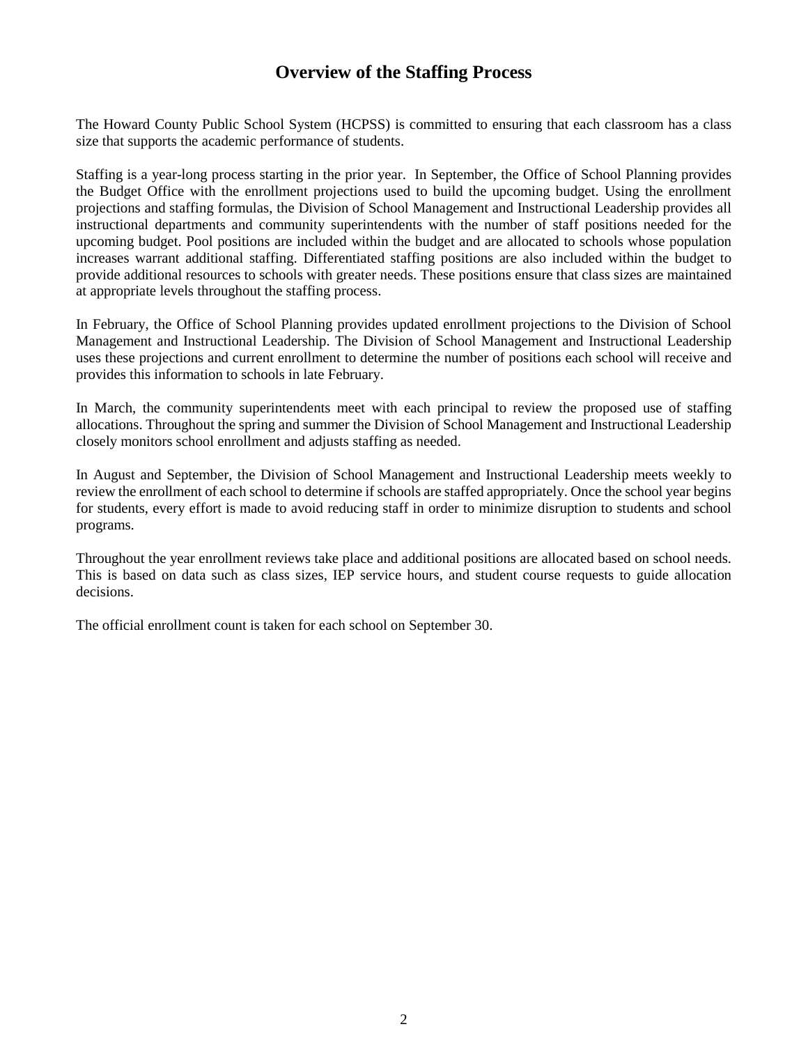# Overview of the Staffing Process

The Howard County Public School System (HCPSS) is committed to ensuring that each classroom has a class size that supports the academic performance of students.

Staffing is a year-long process starting in the prior year. In September, the Office of School Planning provides the Budget Office with the enrollment projections used to build the upcoming budget. Using the enrollment projections and staffing formulas, the Division of School Management and Instructional Leadership provides all instructional departments and community superintendents with the number of staff positions needed for the upcoming budget. Pool positions are included within the budget and are allocated to schools whose population increases warrant additional staffing. Differentiated staffing positions are also included within the budget to provide additional resources to schools with greater needs. These positions ensure that class sizes are maintained at appropriate levels throughout the staffing process.

In February, the Office of School Planning provides updated enrollment projections to the Division of School Management and Instructional Leadership. The Division of School Management and Instructional Leadership uses these projections and current enrollment to determine the number of positions each school will receive and provides this information to schools in late February.

In March, the community superintendents meet with each principal to review the proposed use of staffing allocations. Throughout the spring and summer the Division of School Management and Instructional Leadership closely monitors school enrollment and adjusts staffing as needed.

In August and September, the Division of School Management and Instructional Leadership meets weekly to review the enrollment of each school to determine if schools are staffed appropriately. Once the school year begins for students, every effort is made to avoid reducing staff in order to minimize disruption to students and school programs.

Throughout the year enrollment reviews take place and additional positions are allocated based on school needs. This is based on data such as class sizes, IEP service hours, and student course requests to guide allocation decisions.

The official enrollment count is taken for each school on September 30.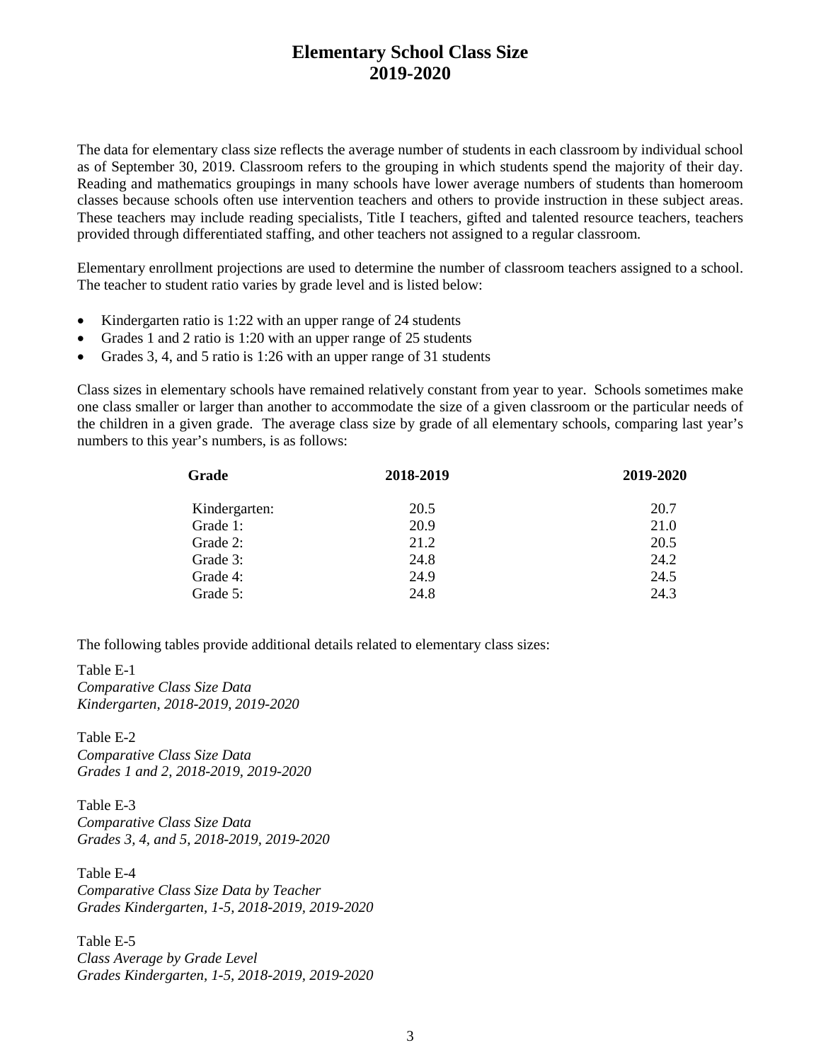# Elementary School Class Size
# 2019-2020

The data for elementary class size reflects the average number of students in each classroom by individual school as of September 30, 2019. Classroom refers to the grouping in which students spend the majority of their day. Reading and mathematics groupings in many schools have lower average numbers of students than homeroom classes because schools often use intervention teachers and others to provide instruction in these subject areas. These teachers may include reading specialists, Title I teachers, gifted and talented resource teachers, teachers provided through differentiated staffing, and other teachers not assigned to a regular classroom.

Elementary enrollment projections are used to determine the number of classroom teachers assigned to a school. The teacher to student ratio varies by grade level and is listed below:

- Kindergarten ratio is 1:22 with an upper range of 24 students
- Grades 1 and 2 ratio is 1:20 with an upper range of 25 students
- Grades 3, 4, and 5 ratio is 1:26 with an upper range of 31 students

Class sizes in elementary schools have remained relatively constant from year to year. Schools sometimes make one class smaller or larger than another to accommodate the size of a given classroom or the particular needs of the children in a given grade. The average class size by grade of all elementary schools, comparing last year's numbers to this year's numbers, is as follows:

| Grade | 2018-2019 | 2019-2020 |
|---|---|---|
| Kindergarten: | 20.5 | 20.7 |
| Grade 1: | 20.9 | 21.0 |
| Grade 2: | 21.2 | 20.5 |
| Grade 3: | 24.8 | 24.2 |
| Grade 4: | 24.9 | 24.5 |
| Grade 5: | 24.8 | 24.3 |

The following tables provide additional details related to elementary class sizes:

Table E-1
*Comparative Class Size Data*
*Kindergarten, 2018-2019, 2019-2020*

Table E-2
*Comparative Class Size Data*
*Grades 1 and 2, 2018-2019, 2019-2020*

Table E-3
*Comparative Class Size Data*
*Grades 3, 4, and 5, 2018-2019, 2019-2020*

Table E-4
*Comparative Class Size Data by Teacher*
*Grades Kindergarten, 1-5, 2018-2019, 2019-2020*

Table E-5
*Class Average by Grade Level*
*Grades Kindergarten, 1-5, 2018-2019, 2019-2020*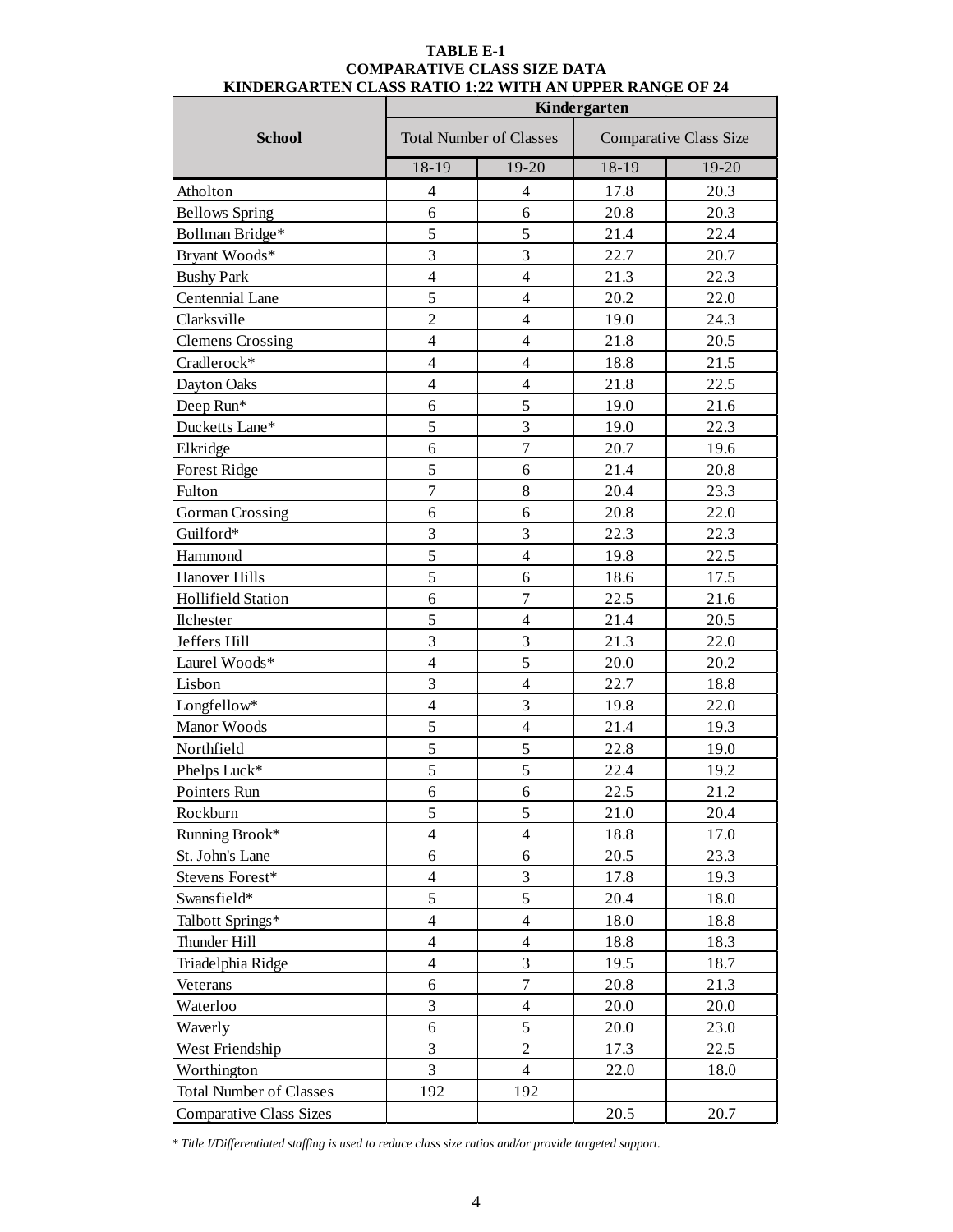**TABLE E-1**
**COMPARATIVE CLASS SIZE DATA**
**KINDERGARTEN CLASS RATIO 1:22 WITH AN UPPER RANGE OF 24**

| School | Kindergarten | | | |
|---|---|---|---|---|
| | Total Number of Classes | | Comparative Class Size | |
| | 18-19 | 19-20 | 18-19 | 19-20 |
| Atholton | 4 | 4 | 17.8 | 20.3 |
| Bellows Spring | 6 | 6 | 20.8 | 20.3 |
| Bollman Bridge* | 5 | 5 | 21.4 | 22.4 |
| Bryant Woods* | 3 | 3 | 22.7 | 20.7 |
| Bushy Park | 4 | 4 | 21.3 | 22.3 |
| Centennial Lane | 5 | 4 | 20.2 | 22.0 |
| Clarksville | 2 | 4 | 19.0 | 24.3 |
| Clemens Crossing | 4 | 4 | 21.8 | 20.5 |
| Cradlerock* | 4 | 4 | 18.8 | 21.5 |
| Dayton Oaks | 4 | 4 | 21.8 | 22.5 |
| Deep Run* | 6 | 5 | 19.0 | 21.6 |
| Ducketts Lane* | 5 | 3 | 19.0 | 22.3 |
| Elkridge | 6 | 7 | 20.7 | 19.6 |
| Forest Ridge | 5 | 6 | 21.4 | 20.8 |
| Fulton | 7 | 8 | 20.4 | 23.3 |
| Gorman Crossing | 6 | 6 | 20.8 | 22.0 |
| Guilford* | 3 | 3 | 22.3 | 22.3 |
| Hammond | 5 | 4 | 19.8 | 22.5 |
| Hanover Hills | 5 | 6 | 18.6 | 17.5 |
| Hollifield Station | 6 | 7 | 22.5 | 21.6 |
| Ilchester | 5 | 4 | 21.4 | 20.5 |
| Jeffers Hill | 3 | 3 | 21.3 | 22.0 |
| Laurel Woods* | 4 | 5 | 20.0 | 20.2 |
| Lisbon | 3 | 4 | 22.7 | 18.8 |
| Longfellow* | 4 | 3 | 19.8 | 22.0 |
| Manor Woods | 5 | 4 | 21.4 | 19.3 |
| Northfield | 5 | 5 | 22.8 | 19.0 |
| Phelps Luck* | 5 | 5 | 22.4 | 19.2 |
| Pointers Run | 6 | 6 | 22.5 | 21.2 |
| Rockburn | 5 | 5 | 21.0 | 20.4 |
| Running Brook* | 4 | 4 | 18.8 | 17.0 |
| St. John's Lane | 6 | 6 | 20.5 | 23.3 |
| Stevens Forest* | 4 | 3 | 17.8 | 19.3 |
| Swansfield* | 5 | 5 | 20.4 | 18.0 |
| Talbott Springs* | 4 | 4 | 18.0 | 18.8 |
| Thunder Hill | 4 | 4 | 18.8 | 18.3 |
| Triadelphia Ridge | 4 | 3 | 19.5 | 18.7 |
| Veterans | 6 | 7 | 20.8 | 21.3 |
| Waterloo | 3 | 4 | 20.0 | 20.0 |
| Waverly | 6 | 5 | 20.0 | 23.0 |
| West Friendship | 3 | 2 | 17.3 | 22.5 |
| Worthington | 3 | 4 | 22.0 | 18.0 |
| Total Number of Classes | 192 | 192 | | |
| Comparative Class Sizes | | | 20.5 | 20.7 |

*\* Title I/Differentiated staffing is used to reduce class size ratios and/or provide targeted support.*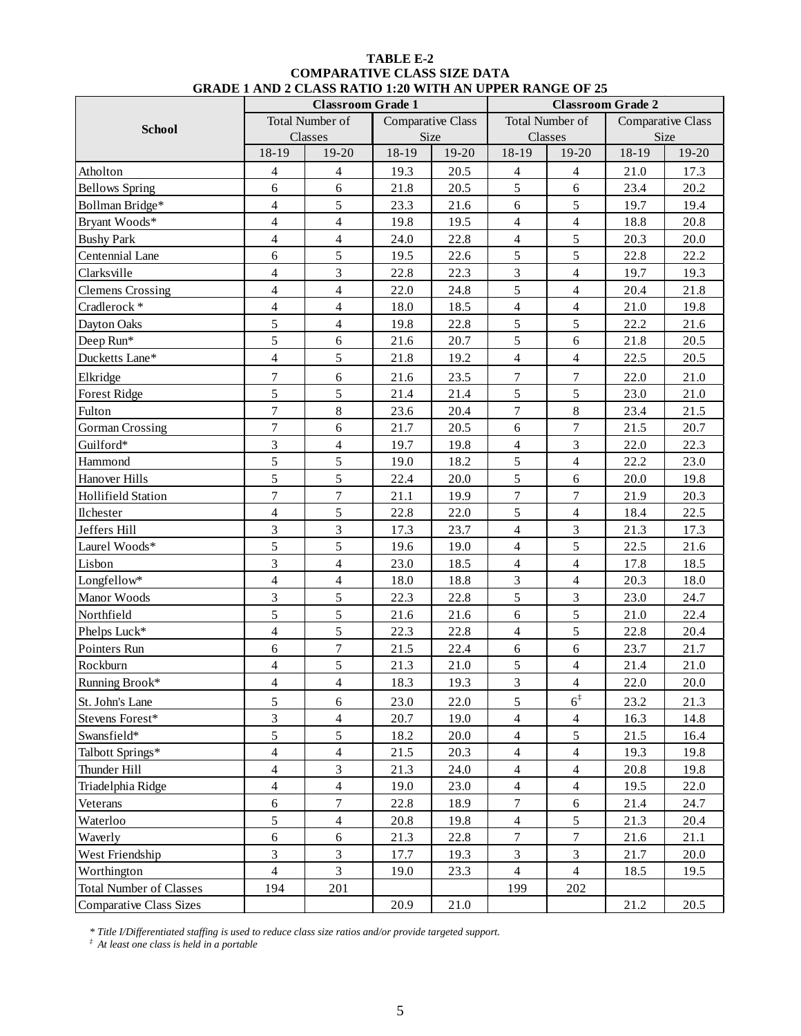**TABLE E-2**
**COMPARATIVE CLASS SIZE DATA**
**GRADE 1 AND 2 CLASS RATIO 1:20 WITH AN UPPER RANGE OF 25**

| School | Classroom Grade 1 | | | | Classroom Grade 2 | | | |
|---|---|---|---|---|---|---|---|---|
| | Total Number of Classes | | Comparative Class Size | | Total Number of Classes | | Comparative Class Size | |
| | 18-19 | 19-20 | 18-19 | 19-20 | 18-19 | 19-20 | 18-19 | 19-20 |
| Atholton | 4 | 4 | 19.3 | 20.5 | 4 | 4 | 21.0 | 17.3 |
| Bellows Spring | 6 | 6 | 21.8 | 20.5 | 5 | 6 | 23.4 | 20.2 |
| Bollman Bridge* | 4 | 5 | 23.3 | 21.6 | 6 | 5 | 19.7 | 19.4 |
| Bryant Woods* | 4 | 4 | 19.8 | 19.5 | 4 | 4 | 18.8 | 20.8 |
| Bushy Park | 4 | 4 | 24.0 | 22.8 | 4 | 5 | 20.3 | 20.0 |
| Centennial Lane | 6 | 5 | 19.5 | 22.6 | 5 | 5 | 22.8 | 22.2 |
| Clarksville | 4 | 3 | 22.8 | 22.3 | 3 | 4 | 19.7 | 19.3 |
| Clemens Crossing | 4 | 4 | 22.0 | 24.8 | 5 | 4 | 20.4 | 21.8 |
| Cradlerock * | 4 | 4 | 18.0 | 18.5 | 4 | 4 | 21.0 | 19.8 |
| Dayton Oaks | 5 | 4 | 19.8 | 22.8 | 5 | 5 | 22.2 | 21.6 |
| Deep Run* | 5 | 6 | 21.6 | 20.7 | 5 | 6 | 21.8 | 20.5 |
| Ducketts Lane* | 4 | 5 | 21.8 | 19.2 | 4 | 4 | 22.5 | 20.5 |
| Elkridge | 7 | 6 | 21.6 | 23.5 | 7 | 7 | 22.0 | 21.0 |
| Forest Ridge | 5 | 5 | 21.4 | 21.4 | 5 | 5 | 23.0 | 21.0 |
| Fulton | 7 | 8 | 23.6 | 20.4 | 7 | 8 | 23.4 | 21.5 |
| Gorman Crossing | 7 | 6 | 21.7 | 20.5 | 6 | 7 | 21.5 | 20.7 |
| Guilford* | 3 | 4 | 19.7 | 19.8 | 4 | 3 | 22.0 | 22.3 |
| Hammond | 5 | 5 | 19.0 | 18.2 | 5 | 4 | 22.2 | 23.0 |
| Hanover Hills | 5 | 5 | 22.4 | 20.0 | 5 | 6 | 20.0 | 19.8 |
| Hollifield Station | 7 | 7 | 21.1 | 19.9 | 7 | 7 | 21.9 | 20.3 |
| Ilchester | 4 | 5 | 22.8 | 22.0 | 5 | 4 | 18.4 | 22.5 |
| Jeffers Hill | 3 | 3 | 17.3 | 23.7 | 4 | 3 | 21.3 | 17.3 |
| Laurel Woods* | 5 | 5 | 19.6 | 19.0 | 4 | 5 | 22.5 | 21.6 |
| Lisbon | 3 | 4 | 23.0 | 18.5 | 4 | 4 | 17.8 | 18.5 |
| Longfellow* | 4 | 4 | 18.0 | 18.8 | 3 | 4 | 20.3 | 18.0 |
| Manor Woods | 3 | 5 | 22.3 | 22.8 | 5 | 3 | 23.0 | 24.7 |
| Northfield | 5 | 5 | 21.6 | 21.6 | 6 | 5 | 21.0 | 22.4 |
| Phelps Luck* | 4 | 5 | 22.3 | 22.8 | 4 | 5 | 22.8 | 20.4 |
| Pointers Run | 6 | 7 | 21.5 | 22.4 | 6 | 6 | 23.7 | 21.7 |
| Rockburn | 4 | 5 | 21.3 | 21.0 | 5 | 4 | 21.4 | 21.0 |
| Running Brook* | 4 | 4 | 18.3 | 19.3 | 3 | 4 | 22.0 | 20.0 |
| St. John's Lane | 5 | 6 | 23.0 | 22.0 | 5 | 6‡ | 23.2 | 21.3 |
| Stevens Forest* | 3 | 4 | 20.7 | 19.0 | 4 | 4 | 16.3 | 14.8 |
| Swansfield* | 5 | 5 | 18.2 | 20.0 | 4 | 5 | 21.5 | 16.4 |
| Talbott Springs* | 4 | 4 | 21.5 | 20.3 | 4 | 4 | 19.3 | 19.8 |
| Thunder Hill | 4 | 3 | 21.3 | 24.0 | 4 | 4 | 20.8 | 19.8 |
| Triadelphia Ridge | 4 | 4 | 19.0 | 23.0 | 4 | 4 | 19.5 | 22.0 |
| Veterans | 6 | 7 | 22.8 | 18.9 | 7 | 6 | 21.4 | 24.7 |
| Waterloo | 5 | 4 | 20.8 | 19.8 | 4 | 5 | 21.3 | 20.4 |
| Waverly | 6 | 6 | 21.3 | 22.8 | 7 | 7 | 21.6 | 21.1 |
| West Friendship | 3 | 3 | 17.7 | 19.3 | 3 | 3 | 21.7 | 20.0 |
| Worthington | 4 | 3 | 19.0 | 23.3 | 4 | 4 | 18.5 | 19.5 |
| Total Number of Classes | 194 | 201 | | | 199 | 202 | | |
| Comparative Class Sizes | | | 20.9 | 21.0 | | | 21.2 | 20.5 |

*\* Title I/Differentiated staffing is used to reduce class size ratios and/or provide targeted support.*
*‡ At least one class is held in a portable*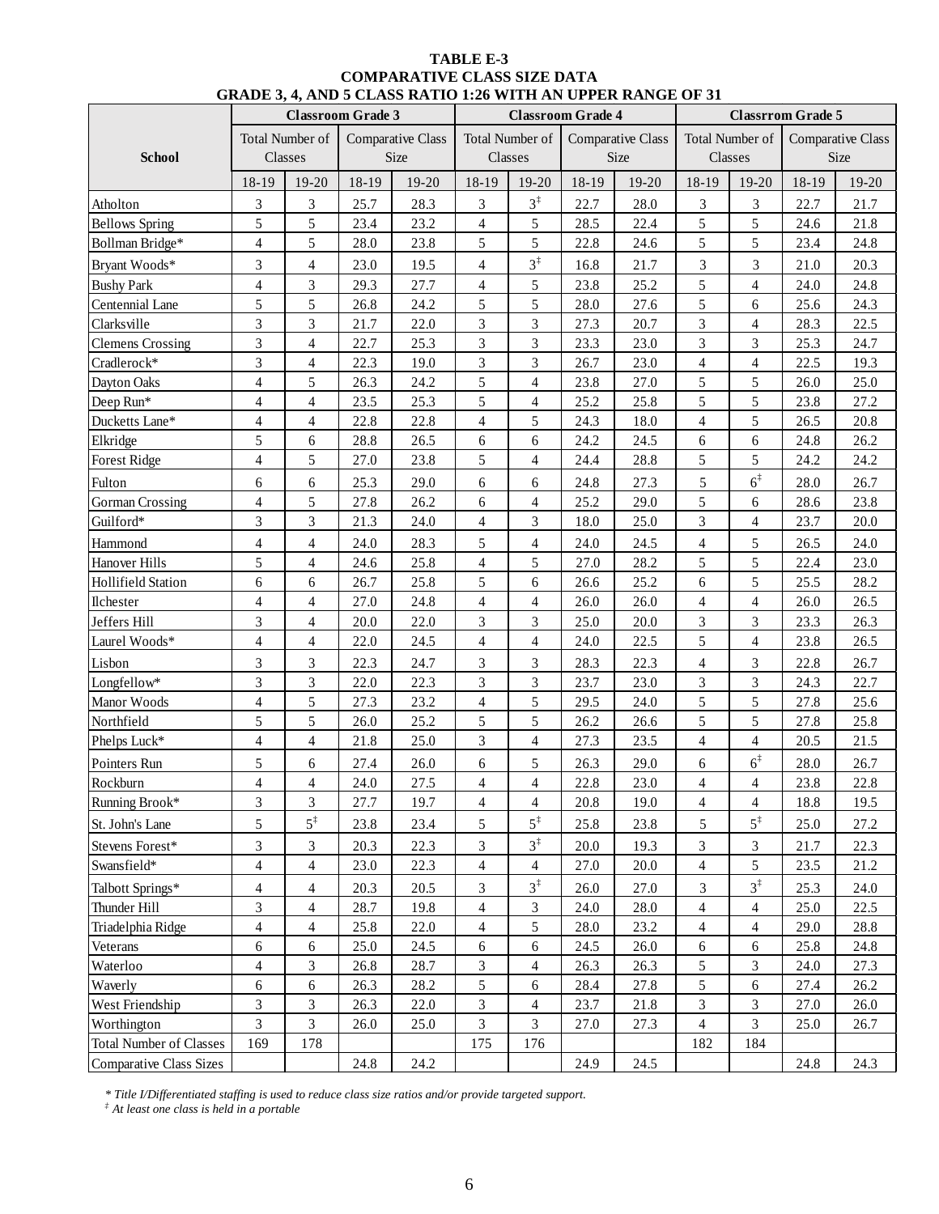**TABLE E-3**
**COMPARATIVE CLASS SIZE DATA**
**GRADE 3, 4, AND 5 CLASS RATIO 1:26 WITH AN UPPER RANGE OF 31**

| School | Classroom Grade 3 | | | | Classroom Grade 4 | | | | Classrrom Grade 5 | | | |
|---|---|---|---|---|---|---|---|---|---|---|---|---|
| | Total Number of Classes | | Comparative Class Size | | Total Number of Classes | | Comparative Class Size | | Total Number of Classes | | Comparative Class Size | |
| | 18-19 | 19-20 | 18-19 | 19-20 | 18-19 | 19-20 | 18-19 | 19-20 | 18-19 | 19-20 | 18-19 | 19-20 |
| Atholton | 3 | 3 | 25.7 | 28.3 | 3 | 3‡ | 22.7 | 28.0 | 3 | 3 | 22.7 | 21.7 |
| Bellows Spring | 5 | 5 | 23.4 | 23.2 | 4 | 5 | 28.5 | 22.4 | 5 | 5 | 24.6 | 21.8 |
| Bollman Bridge* | 4 | 5 | 28.0 | 23.8 | 5 | 5 | 22.8 | 24.6 | 5 | 5 | 23.4 | 24.8 |
| Bryant Woods* | 3 | 4 | 23.0 | 19.5 | 4 | 3‡ | 16.8 | 21.7 | 3 | 3 | 21.0 | 20.3 |
| Bushy Park | 4 | 3 | 29.3 | 27.7 | 4 | 5 | 23.8 | 25.2 | 5 | 4 | 24.0 | 24.8 |
| Centennial Lane | 5 | 5 | 26.8 | 24.2 | 5 | 5 | 28.0 | 27.6 | 5 | 6 | 25.6 | 24.3 |
| Clarksville | 3 | 3 | 21.7 | 22.0 | 3 | 3 | 27.3 | 20.7 | 3 | 4 | 28.3 | 22.5 |
| Clemens Crossing | 3 | 4 | 22.7 | 25.3 | 3 | 3 | 23.3 | 23.0 | 3 | 3 | 25.3 | 24.7 |
| Cradlerock* | 3 | 4 | 22.3 | 19.0 | 3 | 3 | 26.7 | 23.0 | 4 | 4 | 22.5 | 19.3 |
| Dayton Oaks | 4 | 5 | 26.3 | 24.2 | 5 | 4 | 23.8 | 27.0 | 5 | 5 | 26.0 | 25.0 |
| Deep Run* | 4 | 4 | 23.5 | 25.3 | 5 | 4 | 25.2 | 25.8 | 5 | 5 | 23.8 | 27.2 |
| Ducketts Lane* | 4 | 4 | 22.8 | 22.8 | 4 | 5 | 24.3 | 18.0 | 4 | 5 | 26.5 | 20.8 |
| Elkridge | 5 | 6 | 28.8 | 26.5 | 6 | 6 | 24.2 | 24.5 | 6 | 6 | 24.8 | 26.2 |
| Forest Ridge | 4 | 5 | 27.0 | 23.8 | 5 | 4 | 24.4 | 28.8 | 5 | 5 | 24.2 | 24.2 |
| Fulton | 6 | 6 | 25.3 | 29.0 | 6 | 6 | 24.8 | 27.3 | 5 | 6‡ | 28.0 | 26.7 |
| Gorman Crossing | 4 | 5 | 27.8 | 26.2 | 6 | 4 | 25.2 | 29.0 | 5 | 6 | 28.6 | 23.8 |
| Guilford* | 3 | 3 | 21.3 | 24.0 | 4 | 3 | 18.0 | 25.0 | 3 | 4 | 23.7 | 20.0 |
| Hammond | 4 | 4 | 24.0 | 28.3 | 5 | 4 | 24.0 | 24.5 | 4 | 5 | 26.5 | 24.0 |
| Hanover Hills | 5 | 4 | 24.6 | 25.8 | 4 | 5 | 27.0 | 28.2 | 5 | 5 | 22.4 | 23.0 |
| Hollifield Station | 6 | 6 | 26.7 | 25.8 | 5 | 6 | 26.6 | 25.2 | 6 | 5 | 25.5 | 28.2 |
| Ilchester | 4 | 4 | 27.0 | 24.8 | 4 | 4 | 26.0 | 26.0 | 4 | 4 | 26.0 | 26.5 |
| Jeffers Hill | 3 | 4 | 20.0 | 22.0 | 3 | 3 | 25.0 | 20.0 | 3 | 3 | 23.3 | 26.3 |
| Laurel Woods* | 4 | 4 | 22.0 | 24.5 | 4 | 4 | 24.0 | 22.5 | 5 | 4 | 23.8 | 26.5 |
| Lisbon | 3 | 3 | 22.3 | 24.7 | 3 | 3 | 28.3 | 22.3 | 4 | 3 | 22.8 | 26.7 |
| Longfellow* | 3 | 3 | 22.0 | 22.3 | 3 | 3 | 23.7 | 23.0 | 3 | 3 | 24.3 | 22.7 |
| Manor Woods | 4 | 5 | 27.3 | 23.2 | 4 | 5 | 29.5 | 24.0 | 5 | 5 | 27.8 | 25.6 |
| Northfield | 5 | 5 | 26.0 | 25.2 | 5 | 5 | 26.2 | 26.6 | 5 | 5 | 27.8 | 25.8 |
| Phelps Luck* | 4 | 4 | 21.8 | 25.0 | 3 | 4 | 27.3 | 23.5 | 4 | 4 | 20.5 | 21.5 |
| Pointers Run | 5 | 6 | 27.4 | 26.0 | 6 | 5 | 26.3 | 29.0 | 6 | 6‡ | 28.0 | 26.7 |
| Rockburn | 4 | 4 | 24.0 | 27.5 | 4 | 4 | 22.8 | 23.0 | 4 | 4 | 23.8 | 22.8 |
| Running Brook* | 3 | 3 | 27.7 | 19.7 | 4 | 4 | 20.8 | 19.0 | 4 | 4 | 18.8 | 19.5 |
| St. John's Lane | 5 | 5‡ | 23.8 | 23.4 | 5 | 5‡ | 25.8 | 23.8 | 5 | 5‡ | 25.0 | 27.2 |
| Stevens Forest* | 3 | 3 | 20.3 | 22.3 | 3 | 3‡ | 20.0 | 19.3 | 3 | 3 | 21.7 | 22.3 |
| Swansfield* | 4 | 4 | 23.0 | 22.3 | 4 | 4 | 27.0 | 20.0 | 4 | 5 | 23.5 | 21.2 |
| Talbott Springs* | 4 | 4 | 20.3 | 20.5 | 3 | 3‡ | 26.0 | 27.0 | 3 | 3‡ | 25.3 | 24.0 |
| Thunder Hill | 3 | 4 | 28.7 | 19.8 | 4 | 3 | 24.0 | 28.0 | 4 | 4 | 25.0 | 22.5 |
| Triadelphia Ridge | 4 | 4 | 25.8 | 22.0 | 4 | 5 | 28.0 | 23.2 | 4 | 4 | 29.0 | 28.8 |
| Veterans | 6 | 6 | 25.0 | 24.5 | 6 | 6 | 24.5 | 26.0 | 6 | 6 | 25.8 | 24.8 |
| Waterloo | 4 | 3 | 26.8 | 28.7 | 3 | 4 | 26.3 | 26.3 | 5 | 3 | 24.0 | 27.3 |
| Waverly | 6 | 6 | 26.3 | 28.2 | 5 | 6 | 28.4 | 27.8 | 5 | 6 | 27.4 | 26.2 |
| West Friendship | 3 | 3 | 26.3 | 22.0 | 3 | 4 | 23.7 | 21.8 | 3 | 3 | 27.0 | 26.0 |
| Worthington | 3 | 3 | 26.0 | 25.0 | 3 | 3 | 27.0 | 27.3 | 4 | 3 | 25.0 | 26.7 |
| Total Number of Classes | 169 | 178 | | | 175 | 176 | | | 182 | 184 | | |
| Comparative Class Sizes | | | 24.8 | 24.2 | | | 24.9 | 24.5 | | | 24.8 | 24.3 |

*\* Title I/Differentiated staffing is used to reduce class size ratios and/or provide targeted support.*
*‡ At least one class is held in a portable*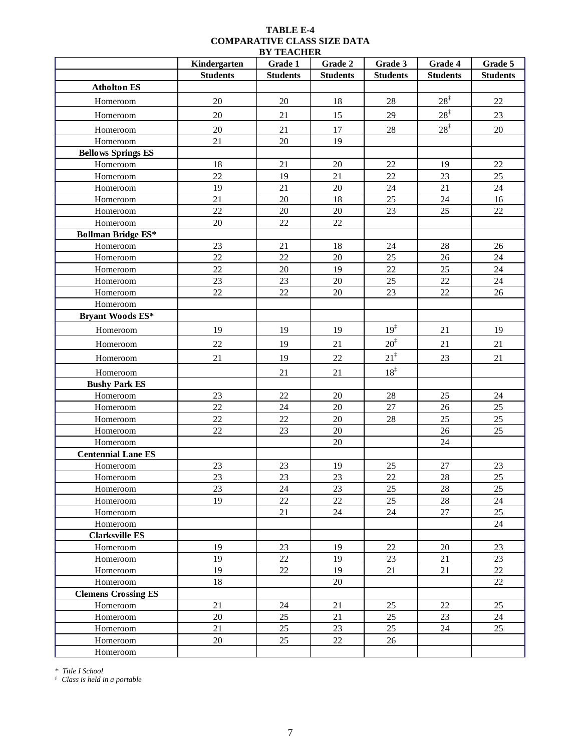**TABLE E-4**
**COMPARATIVE CLASS SIZE DATA**
**BY TEACHER**

| | Kindergarten | Grade 1 | Grade 2 | Grade 3 | Grade 4 | Grade 5 |
|---|---|---|---|---|---|---|
| | **Students** | **Students** | **Students** | **Students** | **Students** | **Students** |
| **Atholton ES** | | | | | | |
| Homeroom | 20 | 20 | 18 | 28 | 28‡ | 22 |
| Homeroom | 20 | 21 | 15 | 29 | 28‡ | 23 |
| Homeroom | 20 | 21 | 17 | 28 | 28‡ | 20 |
| Homeroom | 21 | 20 | 19 | | | |
| **Bellows Springs ES** | | | | | | |
| Homeroom | 18 | 21 | 20 | 22 | 19 | 22 |
| Homeroom | 22 | 19 | 21 | 22 | 23 | 25 |
| Homeroom | 19 | 21 | 20 | 24 | 21 | 24 |
| Homeroom | 21 | 20 | 18 | 25 | 24 | 16 |
| Homeroom | 22 | 20 | 20 | 23 | 25 | 22 |
| Homeroom | 20 | 22 | 22 | | | |
| **Bollman Bridge ES*** | | | | | | |
| Homeroom | 23 | 21 | 18 | 24 | 28 | 26 |
| Homeroom | 22 | 22 | 20 | 25 | 26 | 24 |
| Homeroom | 22 | 20 | 19 | 22 | 25 | 24 |
| Homeroom | 23 | 23 | 20 | 25 | 22 | 24 |
| Homeroom | 22 | 22 | 20 | 23 | 22 | 26 |
| Homeroom | | | | | | |
| **Bryant Woods ES*** | | | | | | |
| Homeroom | 19 | 19 | 19 | 19‡ | 21 | 19 |
| Homeroom | 22 | 19 | 21 | 20‡ | 21 | 21 |
| Homeroom | 21 | 19 | 22 | 21‡ | 23 | 21 |
| Homeroom | | 21 | 21 | 18‡ | | |
| **Bushy Park ES** | | | | | | |
| Homeroom | 23 | 22 | 20 | 28 | 25 | 24 |
| Homeroom | 22 | 24 | 20 | 27 | 26 | 25 |
| Homeroom | 22 | 22 | 20 | 28 | 25 | 25 |
| Homeroom | 22 | 23 | 20 | | 26 | 25 |
| Homeroom | | | 20 | | 24 | |
| **Centennial Lane ES** | | | | | | |
| Homeroom | 23 | 23 | 19 | 25 | 27 | 23 |
| Homeroom | 23 | 23 | 23 | 22 | 28 | 25 |
| Homeroom | 23 | 24 | 23 | 25 | 28 | 25 |
| Homeroom | 19 | 22 | 22 | 25 | 28 | 24 |
| Homeroom | | 21 | 24 | 24 | 27 | 25 |
| Homeroom | | | | | | 24 |
| **Clarksville ES** | | | | | | |
| Homeroom | 19 | 23 | 19 | 22 | 20 | 23 |
| Homeroom | 19 | 22 | 19 | 23 | 21 | 23 |
| Homeroom | 19 | 22 | 19 | 21 | 21 | 22 |
| Homeroom | 18 | | 20 | | | 22 |
| **Clemens Crossing ES** | | | | | | |
| Homeroom | 21 | 24 | 21 | 25 | 22 | 25 |
| Homeroom | 20 | 25 | 21 | 25 | 23 | 24 |
| Homeroom | 21 | 25 | 23 | 25 | 24 | 25 |
| Homeroom | 20 | 25 | 22 | 26 | | |
| Homeroom | | | | | | |

*\* Title I School*
*‡ Class is held in a portable*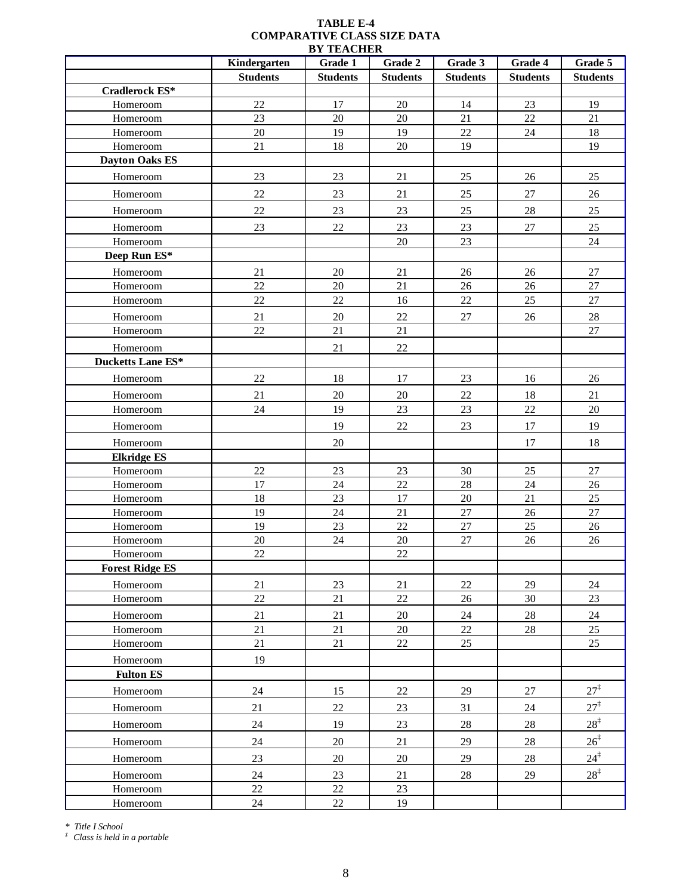**TABLE E-4**
**COMPARATIVE CLASS SIZE DATA**
**BY TEACHER**

| | Kindergarten | Grade 1 | Grade 2 | Grade 3 | Grade 4 | Grade 5 |
|---|---|---|---|---|---|---|
| | **Students** | **Students** | **Students** | **Students** | **Students** | **Students** |
| **Cradlerock ES*** | | | | | | |
| Homeroom | 22 | 17 | 20 | 14 | 23 | 19 |
| Homeroom | 23 | 20 | 20 | 21 | 22 | 21 |
| Homeroom | 20 | 19 | 19 | 22 | 24 | 18 |
| Homeroom | 21 | 18 | 20 | 19 | | 19 |
| **Dayton Oaks ES** | | | | | | |
| Homeroom | 23 | 23 | 21 | 25 | 26 | 25 |
| Homeroom | 22 | 23 | 21 | 25 | 27 | 26 |
| Homeroom | 22 | 23 | 23 | 25 | 28 | 25 |
| Homeroom | 23 | 22 | 23 | 23 | 27 | 25 |
| Homeroom | | | 20 | 23 | | 24 |
| **Deep Run ES*** | | | | | | |
| Homeroom | 21 | 20 | 21 | 26 | 26 | 27 |
| Homeroom | 22 | 20 | 21 | 26 | 26 | 27 |
| Homeroom | 22 | 22 | 16 | 22 | 25 | 27 |
| Homeroom | 21 | 20 | 22 | 27 | 26 | 28 |
| Homeroom | 22 | 21 | 21 | | | 27 |
| Homeroom | | 21 | 22 | | | |
| **Ducketts Lane ES*** | | | | | | |
| Homeroom | 22 | 18 | 17 | 23 | 16 | 26 |
| Homeroom | 21 | 20 | 20 | 22 | 18 | 21 |
| Homeroom | 24 | 19 | 23 | 23 | 22 | 20 |
| Homeroom | | 19 | 22 | 23 | 17 | 19 |
| Homeroom | | 20 | | | 17 | 18 |
| **Elkridge ES** | | | | | | |
| Homeroom | 22 | 23 | 23 | 30 | 25 | 27 |
| Homeroom | 17 | 24 | 22 | 28 | 24 | 26 |
| Homeroom | 18 | 23 | 17 | 20 | 21 | 25 |
| Homeroom | 19 | 24 | 21 | 27 | 26 | 27 |
| Homeroom | 19 | 23 | 22 | 27 | 25 | 26 |
| Homeroom | 20 | 24 | 20 | 27 | 26 | 26 |
| Homeroom | 22 | | 22 | | | |
| **Forest Ridge ES** | | | | | | |
| Homeroom | 21 | 23 | 21 | 22 | 29 | 24 |
| Homeroom | 22 | 21 | 22 | 26 | 30 | 23 |
| Homeroom | 21 | 21 | 20 | 24 | 28 | 24 |
| Homeroom | 21 | 21 | 20 | 22 | 28 | 25 |
| Homeroom | 21 | 21 | 22 | 25 | | 25 |
| Homeroom | 19 | | | | | |
| **Fulton ES** | | | | | | |
| Homeroom | 24 | 15 | 22 | 29 | 27 | 27‡ |
| Homeroom | 21 | 22 | 23 | 31 | 24 | 27‡ |
| Homeroom | 24 | 19 | 23 | 28 | 28 | 28‡ |
| Homeroom | 24 | 20 | 21 | 29 | 28 | 26‡ |
| Homeroom | 23 | 20 | 20 | 29 | 28 | 24‡ |
| Homeroom | 24 | 23 | 21 | 28 | 29 | 28‡ |
| Homeroom | 22 | 22 | 23 | | | |
| Homeroom | 24 | 22 | 19 | | | |

*\* Title I School*
*‡ Class is held in a portable*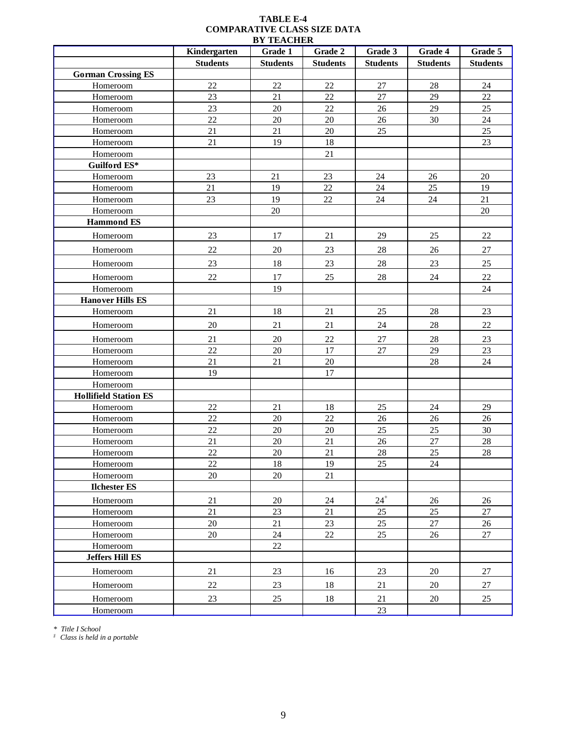**TABLE E-4**
**COMPARATIVE CLASS SIZE DATA**
**BY TEACHER**

| | Kindergarten | Grade 1 | Grade 2 | Grade 3 | Grade 4 | Grade 5 |
|---|---|---|---|---|---|---|
| | **Students** | **Students** | **Students** | **Students** | **Students** | **Students** |
| **Gorman Crossing ES** | | | | | | |
| Homeroom | 22 | 22 | 22 | 27 | 28 | 24 |
| Homeroom | 23 | 21 | 22 | 27 | 29 | 22 |
| Homeroom | 23 | 20 | 22 | 26 | 29 | 25 |
| Homeroom | 22 | 20 | 20 | 26 | 30 | 24 |
| Homeroom | 21 | 21 | 20 | 25 | | 25 |
| Homeroom | 21 | 19 | 18 | | | 23 |
| Homeroom | | | 21 | | | |
| **Guilford ES*** | | | | | | |
| Homeroom | 23 | 21 | 23 | 24 | 26 | 20 |
| Homeroom | 21 | 19 | 22 | 24 | 25 | 19 |
| Homeroom | 23 | 19 | 22 | 24 | 24 | 21 |
| Homeroom | | 20 | | | | 20 |
| **Hammond ES** | | | | | | |
| Homeroom | 23 | 17 | 21 | 29 | 25 | 22 |
| Homeroom | 22 | 20 | 23 | 28 | 26 | 27 |
| Homeroom | 23 | 18 | 23 | 28 | 23 | 25 |
| Homeroom | 22 | 17 | 25 | 28 | 24 | 22 |
| Homeroom | | 19 | | | | 24 |
| **Hanover Hills ES** | | | | | | |
| Homeroom | 21 | 18 | 21 | 25 | 28 | 23 |
| Homeroom | 20 | 21 | 21 | 24 | 28 | 22 |
| Homeroom | 21 | 20 | 22 | 27 | 28 | 23 |
| Homeroom | 22 | 20 | 17 | 27 | 29 | 23 |
| Homeroom | 21 | 21 | 20 | | 28 | 24 |
| Homeroom | 19 | | 17 | | | |
| Homeroom | | | | | | |
| **Hollifield Station ES** | | | | | | |
| Homeroom | 22 | 21 | 18 | 25 | 24 | 29 |
| Homeroom | 22 | 20 | 22 | 26 | 26 | 26 |
| Homeroom | 22 | 20 | 20 | 25 | 25 | 30 |
| Homeroom | 21 | 20 | 21 | 26 | 27 | 28 |
| Homeroom | 22 | 20 | 21 | 28 | 25 | 28 |
| Homeroom | 22 | 18 | 19 | 25 | 24 | |
| Homeroom | 20 | 20 | 21 | | | |
| **Ilchester ES** | | | | | | |
| Homeroom | 21 | 20 | 24 | 24‡ | 26 | 26 |
| Homeroom | 21 | 23 | 21 | 25 | 25 | 27 |
| Homeroom | 20 | 21 | 23 | 25 | 27 | 26 |
| Homeroom | 20 | 24 | 22 | 25 | 26 | 27 |
| Homeroom | | 22 | | | | |
| **Jeffers Hill ES** | | | | | | |
| Homeroom | 21 | 23 | 16 | 23 | 20 | 27 |
| Homeroom | 22 | 23 | 18 | 21 | 20 | 27 |
| Homeroom | 23 | 25 | 18 | 21 | 20 | 25 |
| Homeroom | | | | 23 | | |

*\* Title I School*
*‡ Class is held in a portable*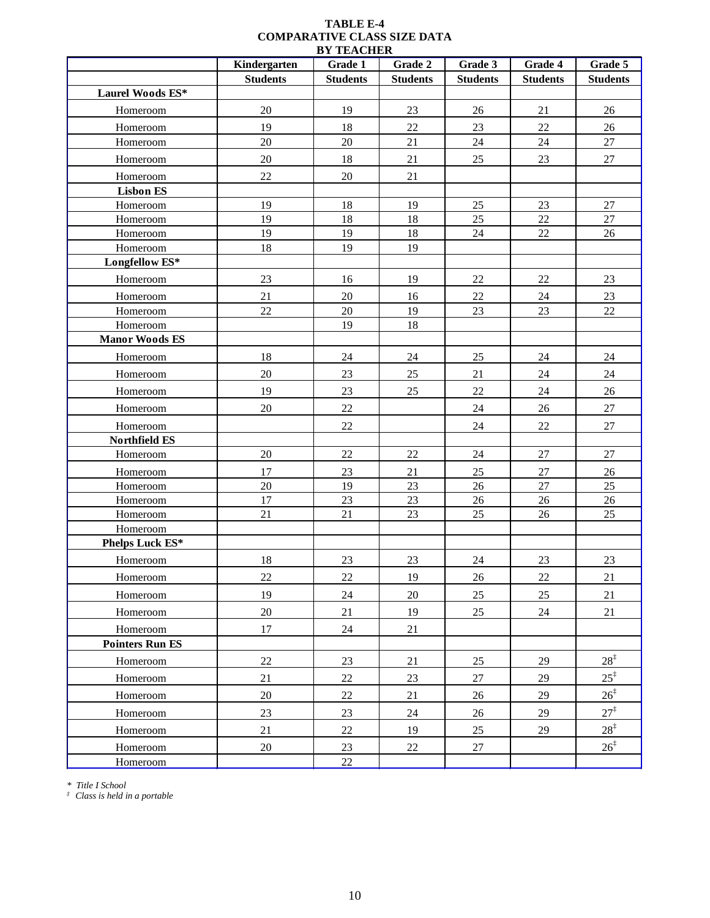**TABLE E-4**
**COMPARATIVE CLASS SIZE DATA**
**BY TEACHER**

| | Kindergarten | Grade 1 | Grade 2 | Grade 3 | Grade 4 | Grade 5 |
|---|---|---|---|---|---|---|
| | **Students** | **Students** | **Students** | **Students** | **Students** | **Students** |
| **Laurel Woods ES*** | | | | | | |
| Homeroom | 20 | 19 | 23 | 26 | 21 | 26 |
| Homeroom | 19 | 18 | 22 | 23 | 22 | 26 |
| Homeroom | 20 | 20 | 21 | 24 | 24 | 27 |
| Homeroom | 20 | 18 | 21 | 25 | 23 | 27 |
| Homeroom | 22 | 20 | 21 | | | |
| **Lisbon ES** | | | | | | |
| Homeroom | 19 | 18 | 19 | 25 | 23 | 27 |
| Homeroom | 19 | 18 | 18 | 25 | 22 | 27 |
| Homeroom | 19 | 19 | 18 | 24 | 22 | 26 |
| Homeroom | 18 | 19 | 19 | | | |
| **Longfellow ES*** | | | | | | |
| Homeroom | 23 | 16 | 19 | 22 | 22 | 23 |
| Homeroom | 21 | 20 | 16 | 22 | 24 | 23 |
| Homeroom | 22 | 20 | 19 | 23 | 23 | 22 |
| Homeroom | | 19 | 18 | | | |
| **Manor Woods ES** | | | | | | |
| Homeroom | 18 | 24 | 24 | 25 | 24 | 24 |
| Homeroom | 20 | 23 | 25 | 21 | 24 | 24 |
| Homeroom | 19 | 23 | 25 | 22 | 24 | 26 |
| Homeroom | 20 | 22 | | 24 | 26 | 27 |
| Homeroom | | 22 | | 24 | 22 | 27 |
| **Northfield ES** | | | | | | |
| Homeroom | 20 | 22 | 22 | 24 | 27 | 27 |
| Homeroom | 17 | 23 | 21 | 25 | 27 | 26 |
| Homeroom | 20 | 19 | 23 | 26 | 27 | 25 |
| Homeroom | 17 | 23 | 23 | 26 | 26 | 26 |
| Homeroom | 21 | 21 | 23 | 25 | 26 | 25 |
| Homeroom | | | | | | |
| **Phelps Luck ES*** | | | | | | |
| Homeroom | 18 | 23 | 23 | 24 | 23 | 23 |
| Homeroom | 22 | 22 | 19 | 26 | 22 | 21 |
| Homeroom | 19 | 24 | 20 | 25 | 25 | 21 |
| Homeroom | 20 | 21 | 19 | 25 | 24 | 21 |
| Homeroom | 17 | 24 | 21 | | | |
| **Pointers Run ES** | | | | | | |
| Homeroom | 22 | 23 | 21 | 25 | 29 | 28‡ |
| Homeroom | 21 | 22 | 23 | 27 | 29 | 25‡ |
| Homeroom | 20 | 22 | 21 | 26 | 29 | 26‡ |
| Homeroom | 23 | 23 | 24 | 26 | 29 | 27‡ |
| Homeroom | 21 | 22 | 19 | 25 | 29 | 28‡ |
| Homeroom | 20 | 23 | 22 | 27 | | 26‡ |
| Homeroom | | 22 | | | | |

*\* Title I School*
*‡ Class is held in a portable*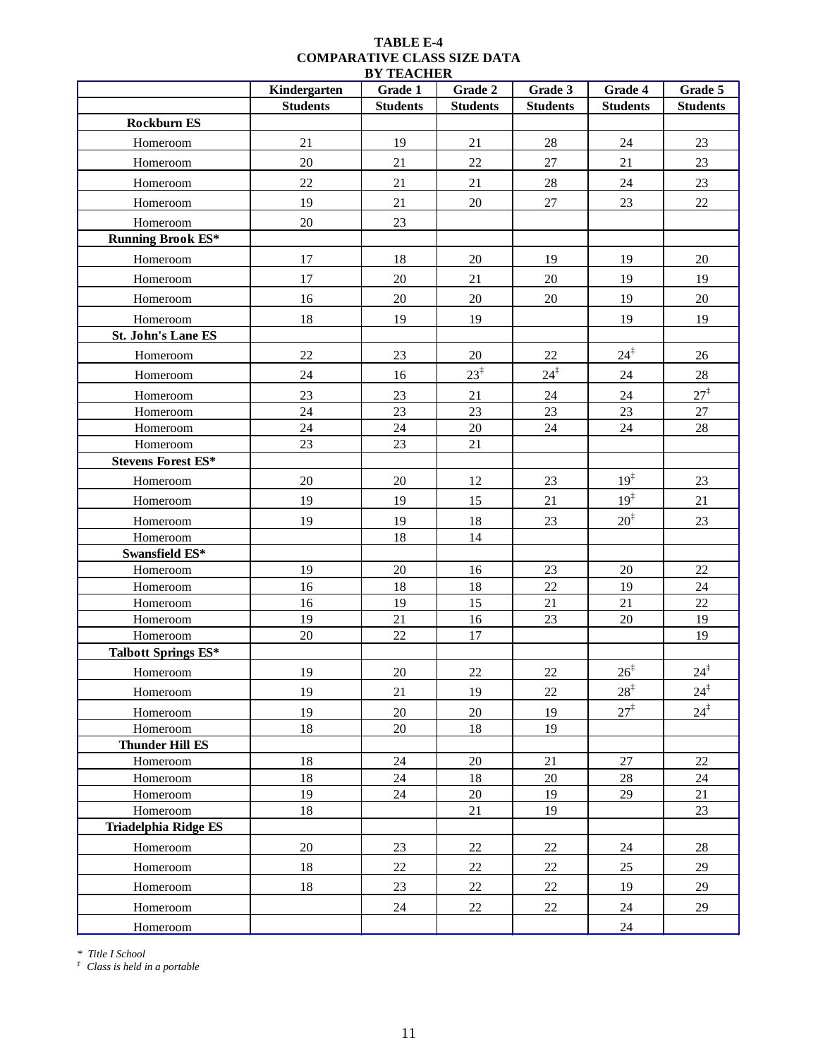**TABLE E-4**
**COMPARATIVE CLASS SIZE DATA**
**BY TEACHER**

| | Kindergarten | Grade 1 | Grade 2 | Grade 3 | Grade 4 | Grade 5 |
|---|---|---|---|---|---|---|
| | **Students** | **Students** | **Students** | **Students** | **Students** | **Students** |
| **Rockburn ES** | | | | | | |
| Homeroom | 21 | 19 | 21 | 28 | 24 | 23 |
| Homeroom | 20 | 21 | 22 | 27 | 21 | 23 |
| Homeroom | 22 | 21 | 21 | 28 | 24 | 23 |
| Homeroom | 19 | 21 | 20 | 27 | 23 | 22 |
| Homeroom | 20 | 23 | | | | |
| **Running Brook ES*** | | | | | | |
| Homeroom | 17 | 18 | 20 | 19 | 19 | 20 |
| Homeroom | 17 | 20 | 21 | 20 | 19 | 19 |
| Homeroom | 16 | 20 | 20 | 20 | 19 | 20 |
| Homeroom | 18 | 19 | 19 | | 19 | 19 |
| **St. John's Lane ES** | | | | | | |
| Homeroom | 22 | 23 | 20 | 22 | 24‡ | 26 |
| Homeroom | 24 | 16 | 23‡ | 24‡ | 24 | 28 |
| Homeroom | 23 | 23 | 21 | 24 | 24 | 27‡ |
| Homeroom | 24 | 23 | 23 | 23 | 23 | 27 |
| Homeroom | 24 | 24 | 20 | 24 | 24 | 28 |
| Homeroom | 23 | 23 | 21 | | | |
| **Stevens Forest ES*** | | | | | | |
| Homeroom | 20 | 20 | 12 | 23 | 19‡ | 23 |
| Homeroom | 19 | 19 | 15 | 21 | 19‡ | 21 |
| Homeroom | 19 | 19 | 18 | 23 | 20‡ | 23 |
| Homeroom | | 18 | 14 | | | |
| **Swansfield ES*** | | | | | | |
| Homeroom | 19 | 20 | 16 | 23 | 20 | 22 |
| Homeroom | 16 | 18 | 18 | 22 | 19 | 24 |
| Homeroom | 16 | 19 | 15 | 21 | 21 | 22 |
| Homeroom | 19 | 21 | 16 | 23 | 20 | 19 |
| Homeroom | 20 | 22 | 17 | | | 19 |
| **Talbott Springs ES*** | | | | | | |
| Homeroom | 19 | 20 | 22 | 22 | 26‡ | 24‡ |
| Homeroom | 19 | 21 | 19 | 22 | 28‡ | 24‡ |
| Homeroom | 19 | 20 | 20 | 19 | 27‡ | 24‡ |
| Homeroom | 18 | 20 | 18 | 19 | | |
| **Thunder Hill ES** | | | | | | |
| Homeroom | 18 | 24 | 20 | 21 | 27 | 22 |
| Homeroom | 18 | 24 | 18 | 20 | 28 | 24 |
| Homeroom | 19 | 24 | 20 | 19 | 29 | 21 |
| Homeroom | 18 | | 21 | 19 | | 23 |
| **Triadelphia Ridge ES** | | | | | | |
| Homeroom | 20 | 23 | 22 | 22 | 24 | 28 |
| Homeroom | 18 | 22 | 22 | 22 | 25 | 29 |
| Homeroom | 18 | 23 | 22 | 22 | 19 | 29 |
| Homeroom | | 24 | 22 | 22 | 24 | 29 |
| Homeroom | | | | | 24 | |

*\* Title I School*
*‡ Class is held in a portable*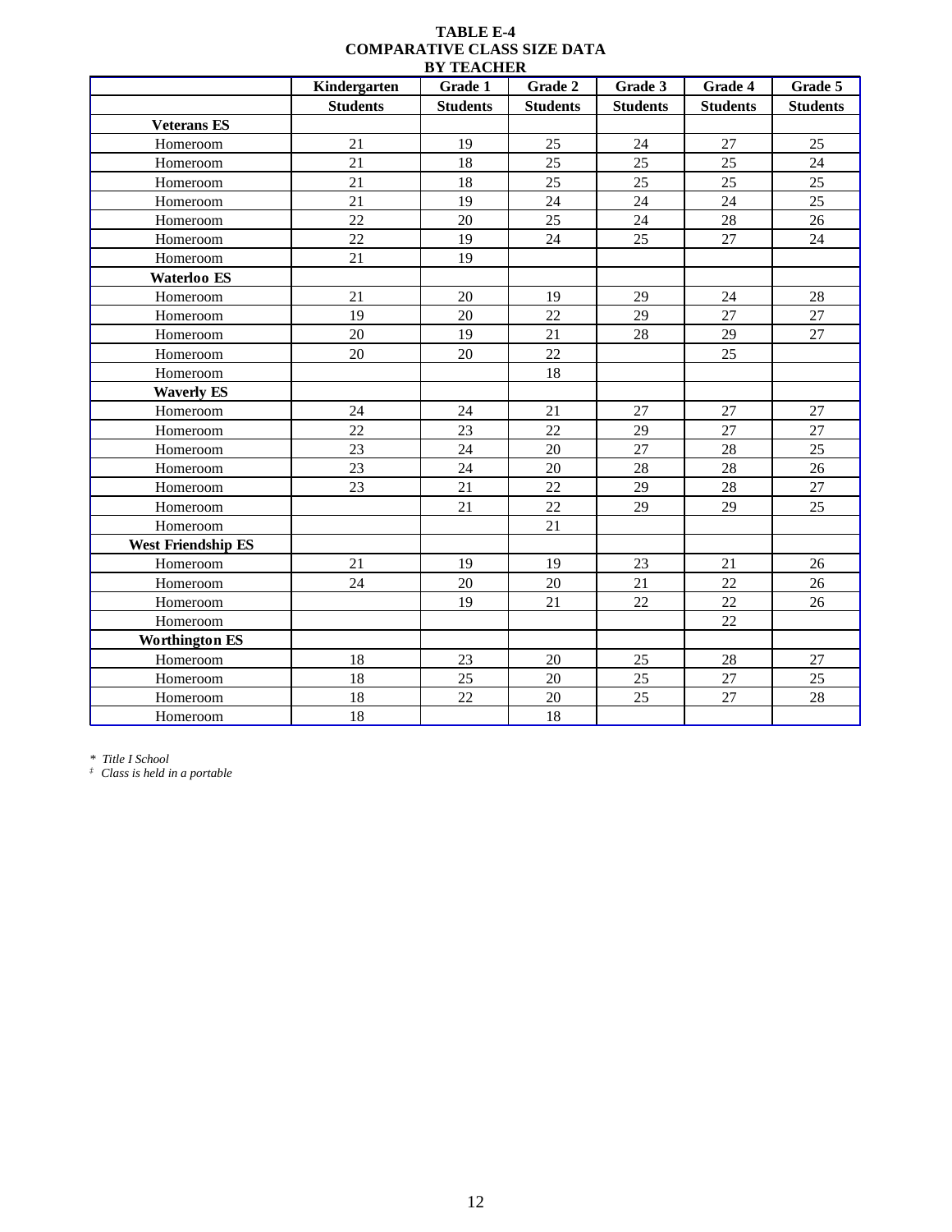**TABLE E-4**
**COMPARATIVE CLASS SIZE DATA**
**BY TEACHER**

| | Kindergarten | Grade 1 | Grade 2 | Grade 3 | Grade 4 | Grade 5 |
|---|---|---|---|---|---|---|
| | **Students** | **Students** | **Students** | **Students** | **Students** | **Students** |
| **Veterans ES** | | | | | | |
| Homeroom | 21 | 19 | 25 | 24 | 27 | 25 |
| Homeroom | 21 | 18 | 25 | 25 | 25 | 24 |
| Homeroom | 21 | 18 | 25 | 25 | 25 | 25 |
| Homeroom | 21 | 19 | 24 | 24 | 24 | 25 |
| Homeroom | 22 | 20 | 25 | 24 | 28 | 26 |
| Homeroom | 22 | 19 | 24 | 25 | 27 | 24 |
| Homeroom | 21 | 19 | | | | |
| **Waterloo ES** | | | | | | |
| Homeroom | 21 | 20 | 19 | 29 | 24 | 28 |
| Homeroom | 19 | 20 | 22 | 29 | 27 | 27 |
| Homeroom | 20 | 19 | 21 | 28 | 29 | 27 |
| Homeroom | 20 | 20 | 22 | | 25 | |
| Homeroom | | | 18 | | | |
| **Waverly ES** | | | | | | |
| Homeroom | 24 | 24 | 21 | 27 | 27 | 27 |
| Homeroom | 22 | 23 | 22 | 29 | 27 | 27 |
| Homeroom | 23 | 24 | 20 | 27 | 28 | 25 |
| Homeroom | 23 | 24 | 20 | 28 | 28 | 26 |
| Homeroom | 23 | 21 | 22 | 29 | 28 | 27 |
| Homeroom | | 21 | 22 | 29 | 29 | 25 |
| Homeroom | | | 21 | | | |
| **West Friendship ES** | | | | | | |
| Homeroom | 21 | 19 | 19 | 23 | 21 | 26 |
| Homeroom | 24 | 20 | 20 | 21 | 22 | 26 |
| Homeroom | | 19 | 21 | 22 | 22 | 26 |
| Homeroom | | | | | 22 | |
| **Worthington ES** | | | | | | |
| Homeroom | 18 | 23 | 20 | 25 | 28 | 27 |
| Homeroom | 18 | 25 | 20 | 25 | 27 | 25 |
| Homeroom | 18 | 22 | 20 | 25 | 27 | 28 |
| Homeroom | 18 | | 18 | | | |

*\* Title I School*
*‡ Class is held in a portable*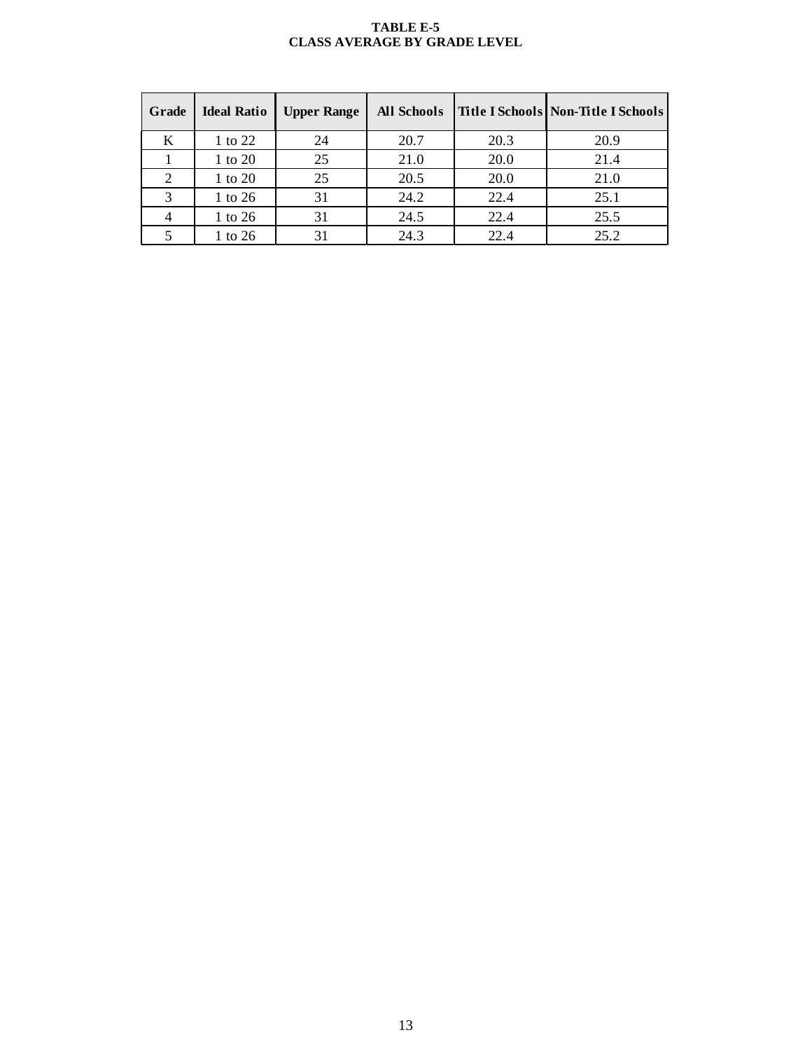**TABLE E-5**
**CLASS AVERAGE BY GRADE LEVEL**

| Grade | Ideal Ratio | Upper Range | All Schools | Title I Schools | Non-Title I Schools |
|---|---|---|---|---|---|
| K | 1 to 22 | 24 | 20.7 | 20.3 | 20.9 |
| 1 | 1 to 20 | 25 | 21.0 | 20.0 | 21.4 |
| 2 | 1 to 20 | 25 | 20.5 | 20.0 | 21.0 |
| 3 | 1 to 26 | 31 | 24.2 | 22.4 | 25.1 |
| 4 | 1 to 26 | 31 | 24.5 | 22.4 | 25.5 |
| 5 | 1 to 26 | 31 | 24.3 | 22.4 | 25.2 |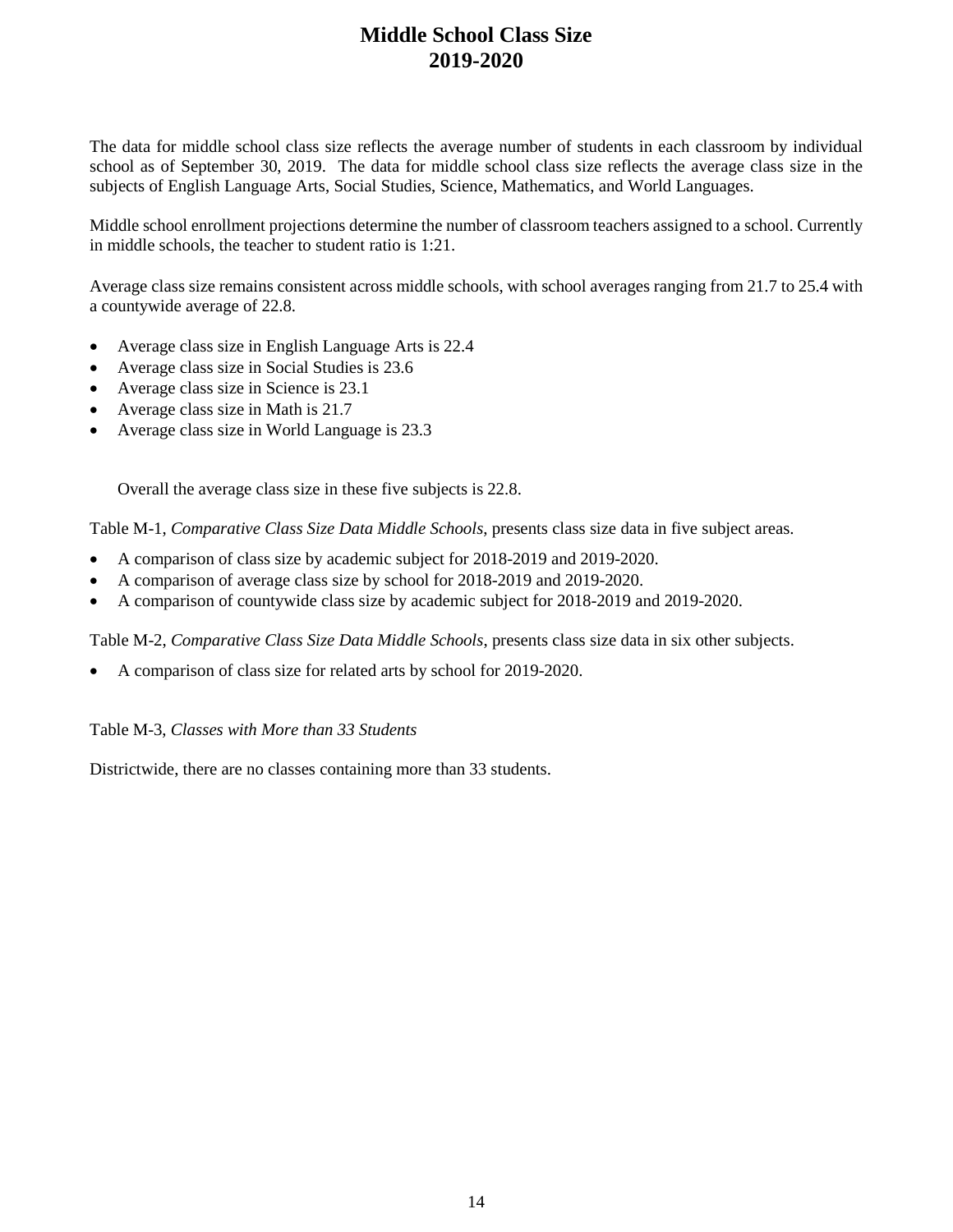# Middle School Class Size
# 2019-2020

The data for middle school class size reflects the average number of students in each classroom by individual school as of September 30, 2019. The data for middle school class size reflects the average class size in the subjects of English Language Arts, Social Studies, Science, Mathematics, and World Languages.

Middle school enrollment projections determine the number of classroom teachers assigned to a school. Currently in middle schools, the teacher to student ratio is 1:21.

Average class size remains consistent across middle schools, with school averages ranging from 21.7 to 25.4 with a countywide average of 22.8.

- Average class size in English Language Arts is 22.4
- Average class size in Social Studies is 23.6
- Average class size in Science is 23.1
- Average class size in Math is 21.7
- Average class size in World Language is 23.3

Overall the average class size in these five subjects is 22.8.

Table M-1, *Comparative Class Size Data Middle Schools*, presents class size data in five subject areas.

- A comparison of class size by academic subject for 2018-2019 and 2019-2020.
- A comparison of average class size by school for 2018-2019 and 2019-2020.
- A comparison of countywide class size by academic subject for 2018-2019 and 2019-2020.

Table M-2, *Comparative Class Size Data Middle Schools*, presents class size data in six other subjects.

- A comparison of class size for related arts by school for 2019-2020.

Table M-3, *Classes with More than 33 Students*

Districtwide, there are no classes containing more than 33 students.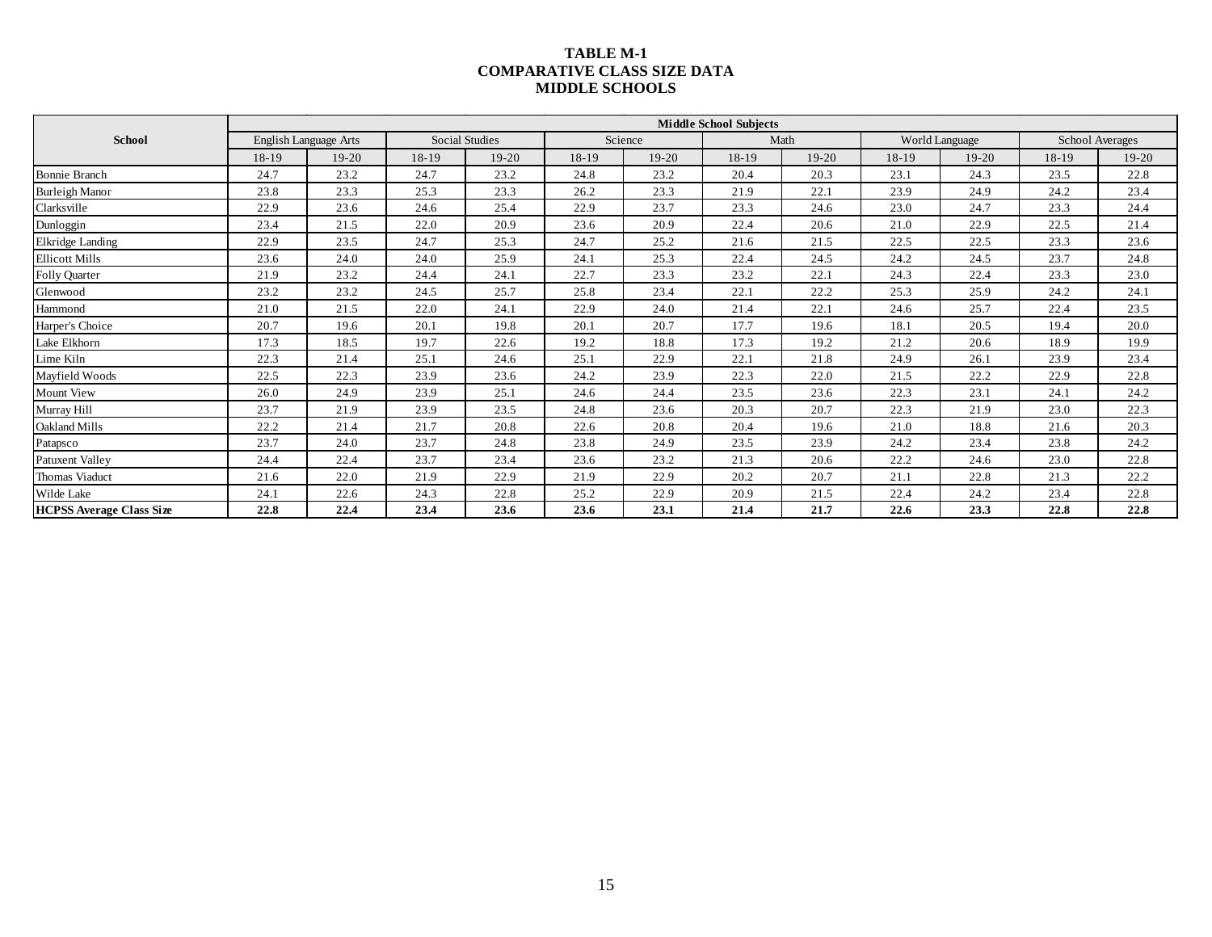**TABLE M-1**
**COMPARATIVE CLASS SIZE DATA**
**MIDDLE SCHOOLS**

| School | Middle School Subjects | | | | | | | | | | | |
|---|---|---|---|---|---|---|---|---|---|---|---|---|
| | English Language Arts | | Social Studies | | Science | | Math | | World Language | | School Averages | |
| | 18-19 | 19-20 | 18-19 | 19-20 | 18-19 | 19-20 | 18-19 | 19-20 | 18-19 | 19-20 | 18-19 | 19-20 |
| Bonnie Branch | 24.7 | 23.2 | 24.7 | 23.2 | 24.8 | 23.2 | 20.4 | 20.3 | 23.1 | 24.3 | 23.5 | 22.8 |
| Burleigh Manor | 23.8 | 23.3 | 25.3 | 23.3 | 26.2 | 23.3 | 21.9 | 22.1 | 23.9 | 24.9 | 24.2 | 23.4 |
| Clarksville | 22.9 | 23.6 | 24.6 | 25.4 | 22.9 | 23.7 | 23.3 | 24.6 | 23.0 | 24.7 | 23.3 | 24.4 |
| Dunloggin | 23.4 | 21.5 | 22.0 | 20.9 | 23.6 | 20.9 | 22.4 | 20.6 | 21.0 | 22.9 | 22.5 | 21.4 |
| Elkridge Landing | 22.9 | 23.5 | 24.7 | 25.3 | 24.7 | 25.2 | 21.6 | 21.5 | 22.5 | 22.5 | 23.3 | 23.6 |
| Ellicott Mills | 23.6 | 24.0 | 24.0 | 25.9 | 24.1 | 25.3 | 22.4 | 24.5 | 24.2 | 24.5 | 23.7 | 24.8 |
| Folly Quarter | 21.9 | 23.2 | 24.4 | 24.1 | 22.7 | 23.3 | 23.2 | 22.1 | 24.3 | 22.4 | 23.3 | 23.0 |
| Glenwood | 23.2 | 23.2 | 24.5 | 25.7 | 25.8 | 23.4 | 22.1 | 22.2 | 25.3 | 25.9 | 24.2 | 24.1 |
| Hammond | 21.0 | 21.5 | 22.0 | 24.1 | 22.9 | 24.0 | 21.4 | 22.1 | 24.6 | 25.7 | 22.4 | 23.5 |
| Harper's Choice | 20.7 | 19.6 | 20.1 | 19.8 | 20.1 | 20.7 | 17.7 | 19.6 | 18.1 | 20.5 | 19.4 | 20.0 |
| Lake Elkhorn | 17.3 | 18.5 | 19.7 | 22.6 | 19.2 | 18.8 | 17.3 | 19.2 | 21.2 | 20.6 | 18.9 | 19.9 |
| Lime Kiln | 22.3 | 21.4 | 25.1 | 24.6 | 25.1 | 22.9 | 22.1 | 21.8 | 24.9 | 26.1 | 23.9 | 23.4 |
| Mayfield Woods | 22.5 | 22.3 | 23.9 | 23.6 | 24.2 | 23.9 | 22.3 | 22.0 | 21.5 | 22.2 | 22.9 | 22.8 |
| Mount View | 26.0 | 24.9 | 23.9 | 25.1 | 24.6 | 24.4 | 23.5 | 23.6 | 22.3 | 23.1 | 24.1 | 24.2 |
| Murray Hill | 23.7 | 21.9 | 23.9 | 23.5 | 24.8 | 23.6 | 20.3 | 20.7 | 22.3 | 21.9 | 23.0 | 22.3 |
| Oakland Mills | 22.2 | 21.4 | 21.7 | 20.8 | 22.6 | 20.8 | 20.4 | 19.6 | 21.0 | 18.8 | 21.6 | 20.3 |
| Patapsco | 23.7 | 24.0 | 23.7 | 24.8 | 23.8 | 24.9 | 23.5 | 23.9 | 24.2 | 23.4 | 23.8 | 24.2 |
| Patuxent Valley | 24.4 | 22.4 | 23.7 | 23.4 | 23.6 | 23.2 | 21.3 | 20.6 | 22.2 | 24.6 | 23.0 | 22.8 |
| Thomas Viaduct | 21.6 | 22.0 | 21.9 | 22.9 | 21.9 | 22.9 | 20.2 | 20.7 | 21.1 | 22.8 | 21.3 | 22.2 |
| Wilde Lake | 24.1 | 22.6 | 24.3 | 22.8 | 25.2 | 22.9 | 20.9 | 21.5 | 22.4 | 24.2 | 23.4 | 22.8 |
| **HCPSS Average Class Size** | **22.8** | **22.4** | **23.4** | **23.6** | **23.6** | **23.1** | **21.4** | **21.7** | **22.6** | **23.3** | **22.8** | **22.8** |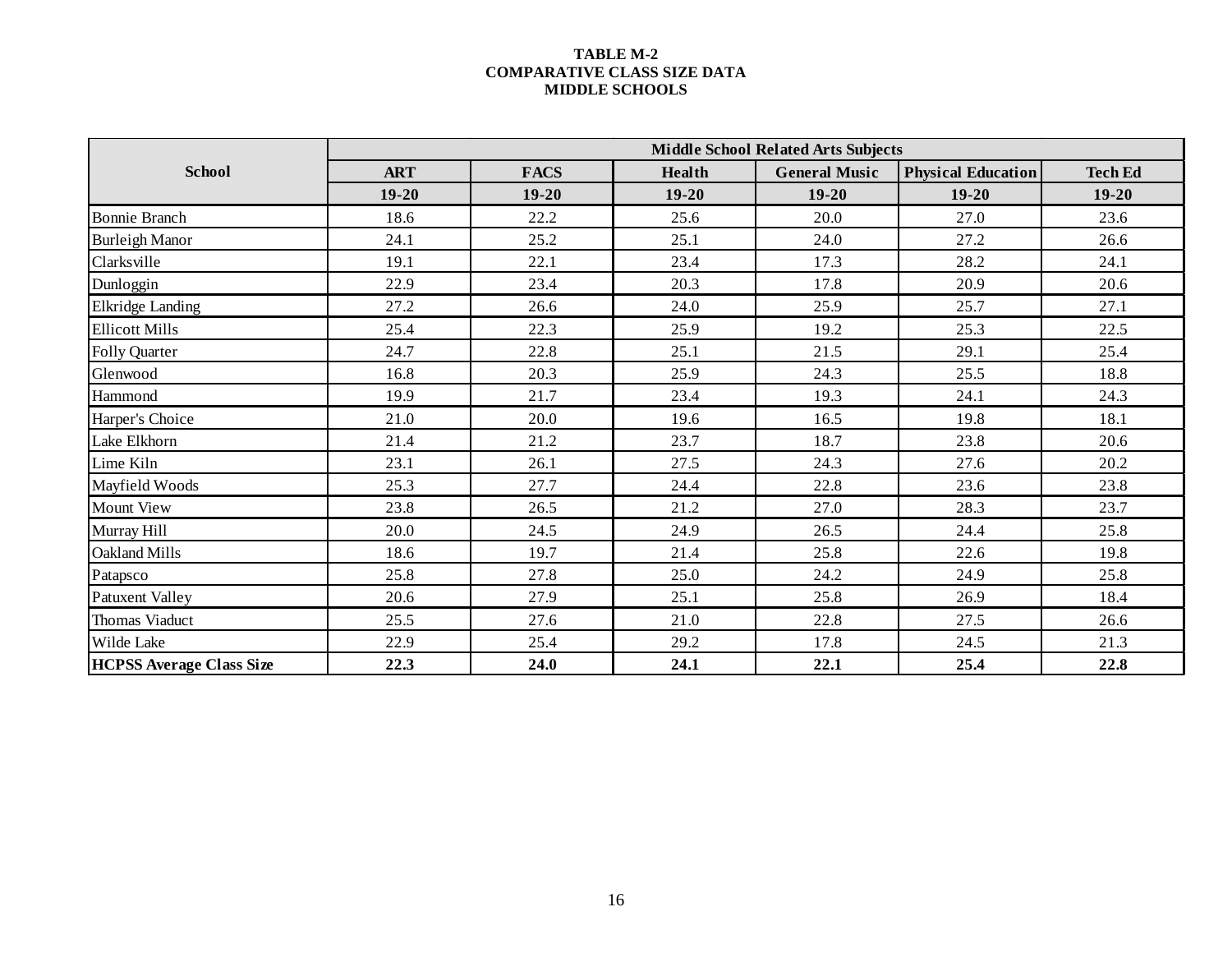**TABLE M-2**
**COMPARATIVE CLASS SIZE DATA**
**MIDDLE SCHOOLS**

| School | Middle School Related Arts Subjects | | | | | |
|---|---|---|---|---|---|---|
| | ART | FACS | Health | General Music | Physical Education | Tech Ed |
| | 19-20 | 19-20 | 19-20 | 19-20 | 19-20 | 19-20 |
| Bonnie Branch | 18.6 | 22.2 | 25.6 | 20.0 | 27.0 | 23.6 |
| Burleigh Manor | 24.1 | 25.2 | 25.1 | 24.0 | 27.2 | 26.6 |
| Clarksville | 19.1 | 22.1 | 23.4 | 17.3 | 28.2 | 24.1 |
| Dunloggin | 22.9 | 23.4 | 20.3 | 17.8 | 20.9 | 20.6 |
| Elkridge Landing | 27.2 | 26.6 | 24.0 | 25.9 | 25.7 | 27.1 |
| Ellicott Mills | 25.4 | 22.3 | 25.9 | 19.2 | 25.3 | 22.5 |
| Folly Quarter | 24.7 | 22.8 | 25.1 | 21.5 | 29.1 | 25.4 |
| Glenwood | 16.8 | 20.3 | 25.9 | 24.3 | 25.5 | 18.8 |
| Hammond | 19.9 | 21.7 | 23.4 | 19.3 | 24.1 | 24.3 |
| Harper's Choice | 21.0 | 20.0 | 19.6 | 16.5 | 19.8 | 18.1 |
| Lake Elkhorn | 21.4 | 21.2 | 23.7 | 18.7 | 23.8 | 20.6 |
| Lime Kiln | 23.1 | 26.1 | 27.5 | 24.3 | 27.6 | 20.2 |
| Mayfield Woods | 25.3 | 27.7 | 24.4 | 22.8 | 23.6 | 23.8 |
| Mount View | 23.8 | 26.5 | 21.2 | 27.0 | 28.3 | 23.7 |
| Murray Hill | 20.0 | 24.5 | 24.9 | 26.5 | 24.4 | 25.8 |
| Oakland Mills | 18.6 | 19.7 | 21.4 | 25.8 | 22.6 | 19.8 |
| Patapsco | 25.8 | 27.8 | 25.0 | 24.2 | 24.9 | 25.8 |
| Patuxent Valley | 20.6 | 27.9 | 25.1 | 25.8 | 26.9 | 18.4 |
| Thomas Viaduct | 25.5 | 27.6 | 21.0 | 22.8 | 27.5 | 26.6 |
| Wilde Lake | 22.9 | 25.4 | 29.2 | 17.8 | 24.5 | 21.3 |
| **HCPSS Average Class Size** | **22.3** | **24.0** | **24.1** | **22.1** | **25.4** | **22.8** |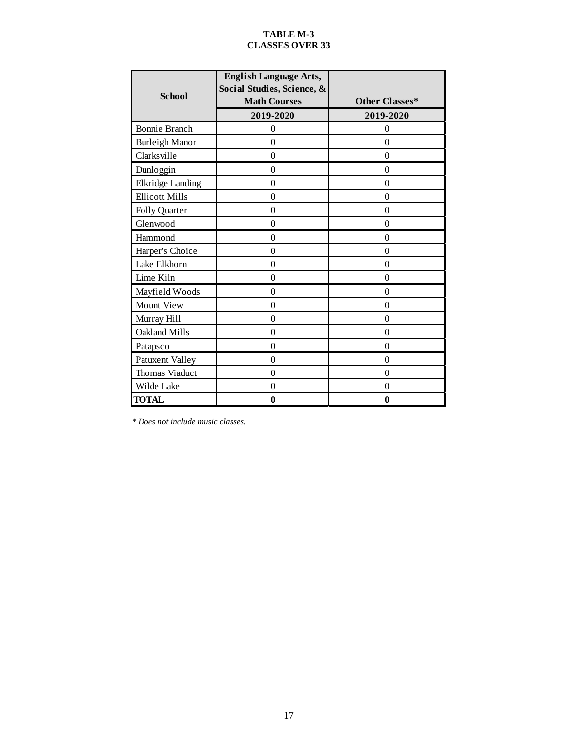**TABLE M-3**
**CLASSES OVER 33**

| School | English Language Arts, Social Studies, Science, & Math Courses | Other Classes* |
|---|---|---|
| | 2019-2020 | 2019-2020 |
| Bonnie Branch | 0 | 0 |
| Burleigh Manor | 0 | 0 |
| Clarksville | 0 | 0 |
| Dunloggin | 0 | 0 |
| Elkridge Landing | 0 | 0 |
| Ellicott Mills | 0 | 0 |
| Folly Quarter | 0 | 0 |
| Glenwood | 0 | 0 |
| Hammond | 0 | 0 |
| Harper's Choice | 0 | 0 |
| Lake Elkhorn | 0 | 0 |
| Lime Kiln | 0 | 0 |
| Mayfield Woods | 0 | 0 |
| Mount View | 0 | 0 |
| Murray Hill | 0 | 0 |
| Oakland Mills | 0 | 0 |
| Patapsco | 0 | 0 |
| Patuxent Valley | 0 | 0 |
| Thomas Viaduct | 0 | 0 |
| Wilde Lake | 0 | 0 |
| **TOTAL** | **0** | **0** |

*\* Does not include music classes.*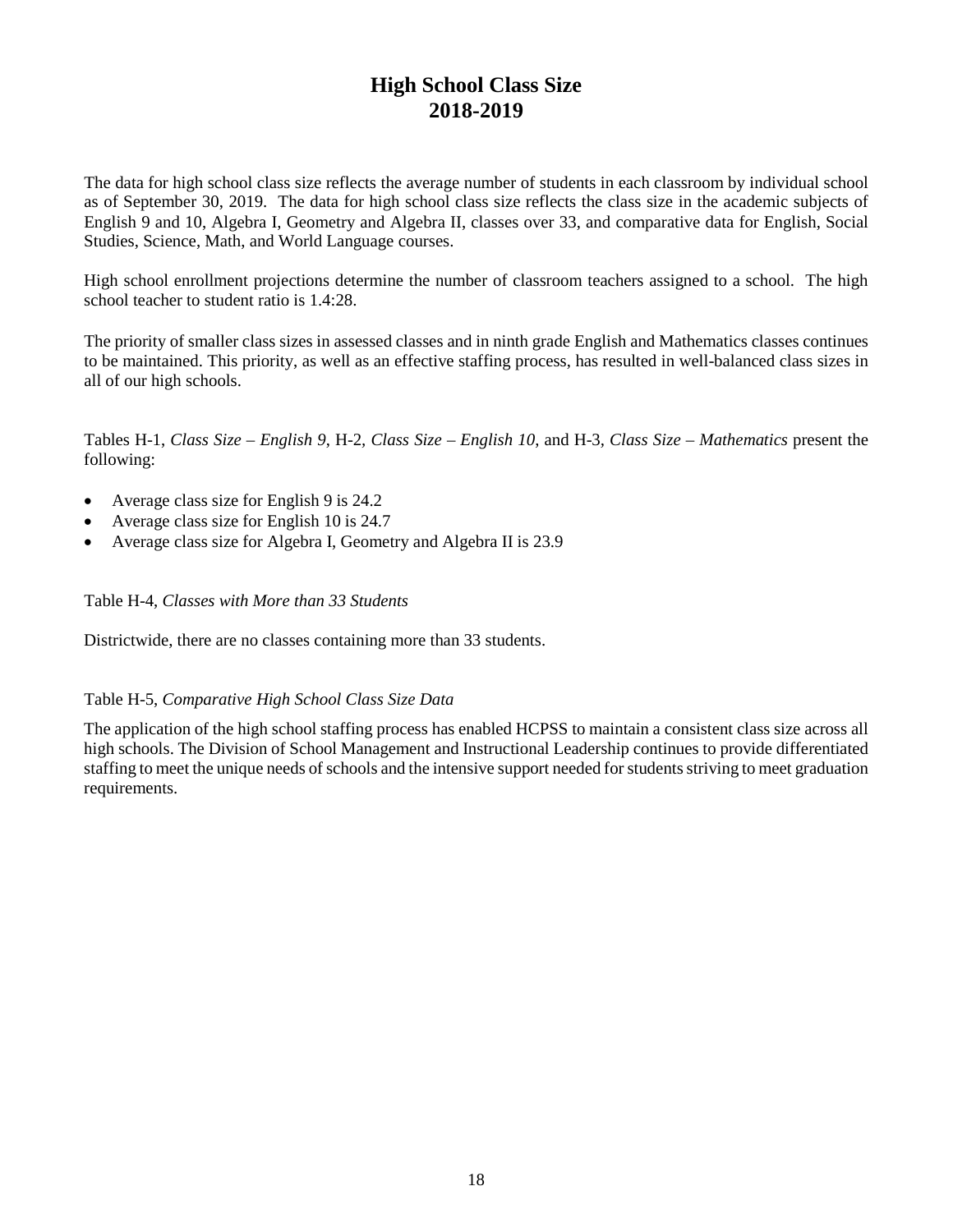# High School Class Size
# 2018-2019

The data for high school class size reflects the average number of students in each classroom by individual school as of September 30, 2019. The data for high school class size reflects the class size in the academic subjects of English 9 and 10, Algebra I, Geometry and Algebra II, classes over 33, and comparative data for English, Social Studies, Science, Math, and World Language courses.

High school enrollment projections determine the number of classroom teachers assigned to a school. The high school teacher to student ratio is 1.4:28.

The priority of smaller class sizes in assessed classes and in ninth grade English and Mathematics classes continues to be maintained. This priority, as well as an effective staffing process, has resulted in well-balanced class sizes in all of our high schools.

Tables H-1, *Class Size – English 9*, H-2, *Class Size – English 10,* and H-3, *Class Size – Mathematics* present the following:

- Average class size for English 9 is 24.2
- Average class size for English 10 is 24.7
- Average class size for Algebra I, Geometry and Algebra II is 23.9

Table H-4, *Classes with More than 33 Students*

Districtwide, there are no classes containing more than 33 students.

Table H-5, *Comparative High School Class Size Data*

The application of the high school staffing process has enabled HCPSS to maintain a consistent class size across all high schools. The Division of School Management and Instructional Leadership continues to provide differentiated staffing to meet the unique needs of schools and the intensive support needed for students striving to meet graduation requirements.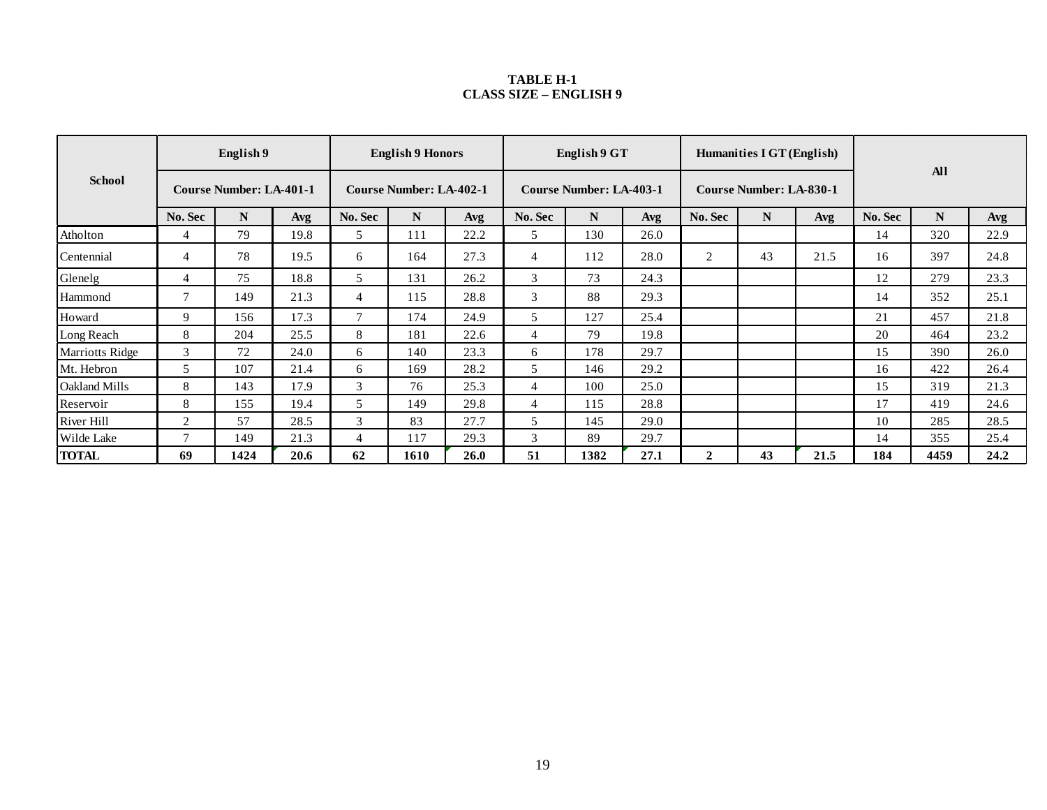**TABLE H-1**
**CLASS SIZE – ENGLISH 9**

| School | English 9 | | | English 9 Honors | | | English 9 GT | | | Humanities I GT (English) | | | All | | |
|---|---|---|---|---|---|---|---|---|---|---|---|---|---|---|---|
| | Course Number: LA-401-1 | | | Course Number: LA-402-1 | | | Course Number: LA-403-1 | | | Course Number: LA-830-1 | | | | | |
| | No. Sec | N | Avg | No. Sec | N | Avg | No. Sec | N | Avg | No. Sec | N | Avg | No. Sec | N | Avg |
| Atholton | 4 | 79 | 19.8 | 5 | 111 | 22.2 | 5 | 130 | 26.0 | | | | 14 | 320 | 22.9 |
| Centennial | 4 | 78 | 19.5 | 6 | 164 | 27.3 | 4 | 112 | 28.0 | 2 | 43 | 21.5 | 16 | 397 | 24.8 |
| Glenelg | 4 | 75 | 18.8 | 5 | 131 | 26.2 | 3 | 73 | 24.3 | | | | 12 | 279 | 23.3 |
| Hammond | 7 | 149 | 21.3 | 4 | 115 | 28.8 | 3 | 88 | 29.3 | | | | 14 | 352 | 25.1 |
| Howard | 9 | 156 | 17.3 | 7 | 174 | 24.9 | 5 | 127 | 25.4 | | | | 21 | 457 | 21.8 |
| Long Reach | 8 | 204 | 25.5 | 8 | 181 | 22.6 | 4 | 79 | 19.8 | | | | 20 | 464 | 23.2 |
| Marriotts Ridge | 3 | 72 | 24.0 | 6 | 140 | 23.3 | 6 | 178 | 29.7 | | | | 15 | 390 | 26.0 |
| Mt. Hebron | 5 | 107 | 21.4 | 6 | 169 | 28.2 | 5 | 146 | 29.2 | | | | 16 | 422 | 26.4 |
| Oakland Mills | 8 | 143 | 17.9 | 3 | 76 | 25.3 | 4 | 100 | 25.0 | | | | 15 | 319 | 21.3 |
| Reservoir | 8 | 155 | 19.4 | 5 | 149 | 29.8 | 4 | 115 | 28.8 | | | | 17 | 419 | 24.6 |
| River Hill | 2 | 57 | 28.5 | 3 | 83 | 27.7 | 5 | 145 | 29.0 | | | | 10 | 285 | 28.5 |
| Wilde Lake | 7 | 149 | 21.3 | 4 | 117 | 29.3 | 3 | 89 | 29.7 | | | | 14 | 355 | 25.4 |
| **TOTAL** | **69** | **1424** | **20.6** | **62** | **1610** | **26.0** | **51** | **1382** | **27.1** | **2** | **43** | **21.5** | **184** | **4459** | **24.2** |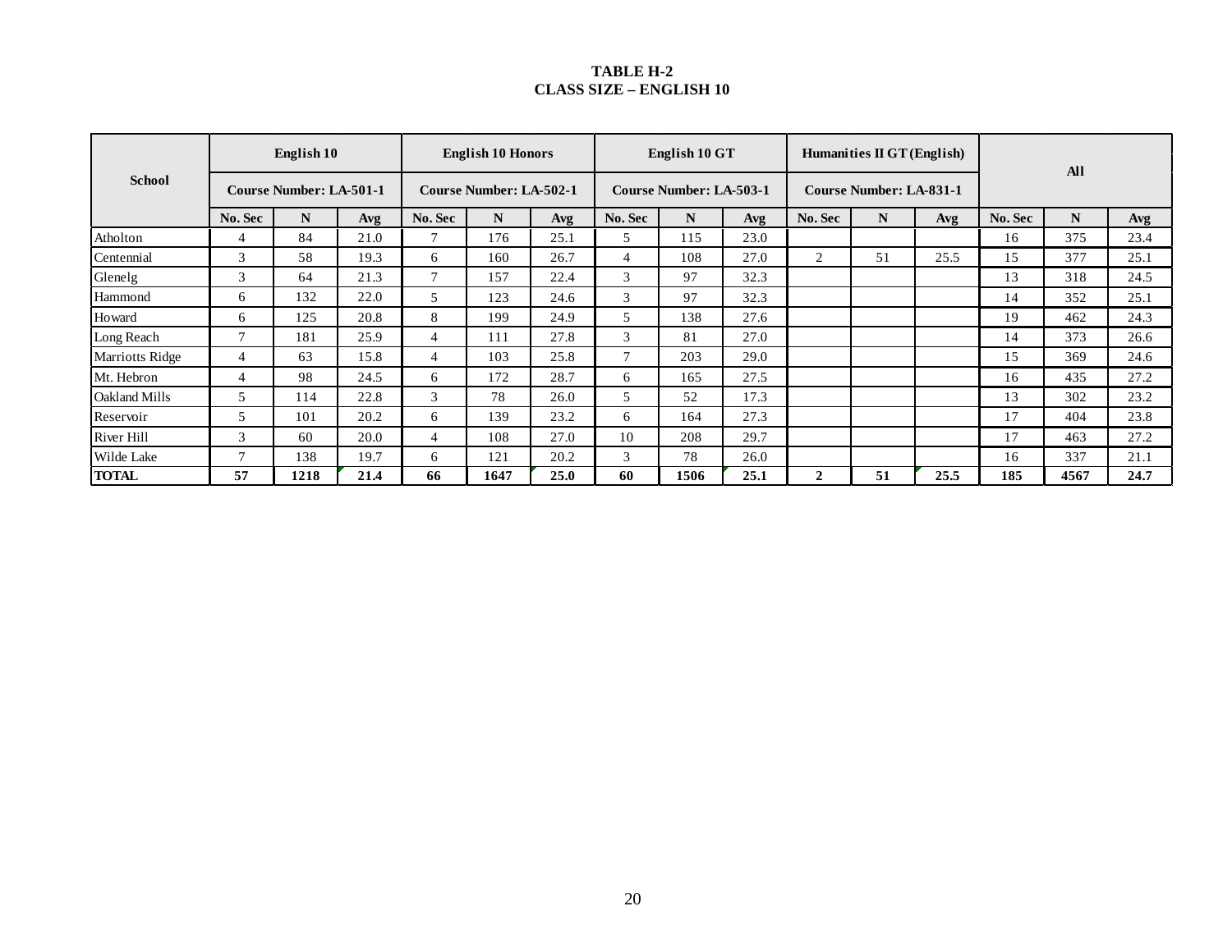**TABLE H-2**
**CLASS SIZE – ENGLISH 10**

| School | English 10 | | | English 10 Honors | | | English 10 GT | | | Humanities II GT (English) | | | All | | |
|---|---|---|---|---|---|---|---|---|---|---|---|---|---|---|---|
| | Course Number: LA-501-1 | | | Course Number: LA-502-1 | | | Course Number: LA-503-1 | | | Course Number: LA-831-1 | | | | | |
| | No. Sec | N | Avg | No. Sec | N | Avg | No. Sec | N | Avg | No. Sec | N | Avg | No. Sec | N | Avg |
| Atholton | 4 | 84 | 21.0 | 7 | 176 | 25.1 | 5 | 115 | 23.0 | | | | 16 | 375 | 23.4 |
| Centennial | 3 | 58 | 19.3 | 6 | 160 | 26.7 | 4 | 108 | 27.0 | 2 | 51 | 25.5 | 15 | 377 | 25.1 |
| Glenelg | 3 | 64 | 21.3 | 7 | 157 | 22.4 | 3 | 97 | 32.3 | | | | 13 | 318 | 24.5 |
| Hammond | 6 | 132 | 22.0 | 5 | 123 | 24.6 | 3 | 97 | 32.3 | | | | 14 | 352 | 25.1 |
| Howard | 6 | 125 | 20.8 | 8 | 199 | 24.9 | 5 | 138 | 27.6 | | | | 19 | 462 | 24.3 |
| Long Reach | 7 | 181 | 25.9 | 4 | 111 | 27.8 | 3 | 81 | 27.0 | | | | 14 | 373 | 26.6 |
| Marriotts Ridge | 4 | 63 | 15.8 | 4 | 103 | 25.8 | 7 | 203 | 29.0 | | | | 15 | 369 | 24.6 |
| Mt. Hebron | 4 | 98 | 24.5 | 6 | 172 | 28.7 | 6 | 165 | 27.5 | | | | 16 | 435 | 27.2 |
| Oakland Mills | 5 | 114 | 22.8 | 3 | 78 | 26.0 | 5 | 52 | 17.3 | | | | 13 | 302 | 23.2 |
| Reservoir | 5 | 101 | 20.2 | 6 | 139 | 23.2 | 6 | 164 | 27.3 | | | | 17 | 404 | 23.8 |
| River Hill | 3 | 60 | 20.0 | 4 | 108 | 27.0 | 10 | 208 | 29.7 | | | | 17 | 463 | 27.2 |
| Wilde Lake | 7 | 138 | 19.7 | 6 | 121 | 20.2 | 3 | 78 | 26.0 | | | | 16 | 337 | 21.1 |
| **TOTAL** | **57** | **1218** | **21.4** | **66** | **1647** | **25.0** | **60** | **1506** | **25.1** | **2** | **51** | **25.5** | **185** | **4567** | **24.7** |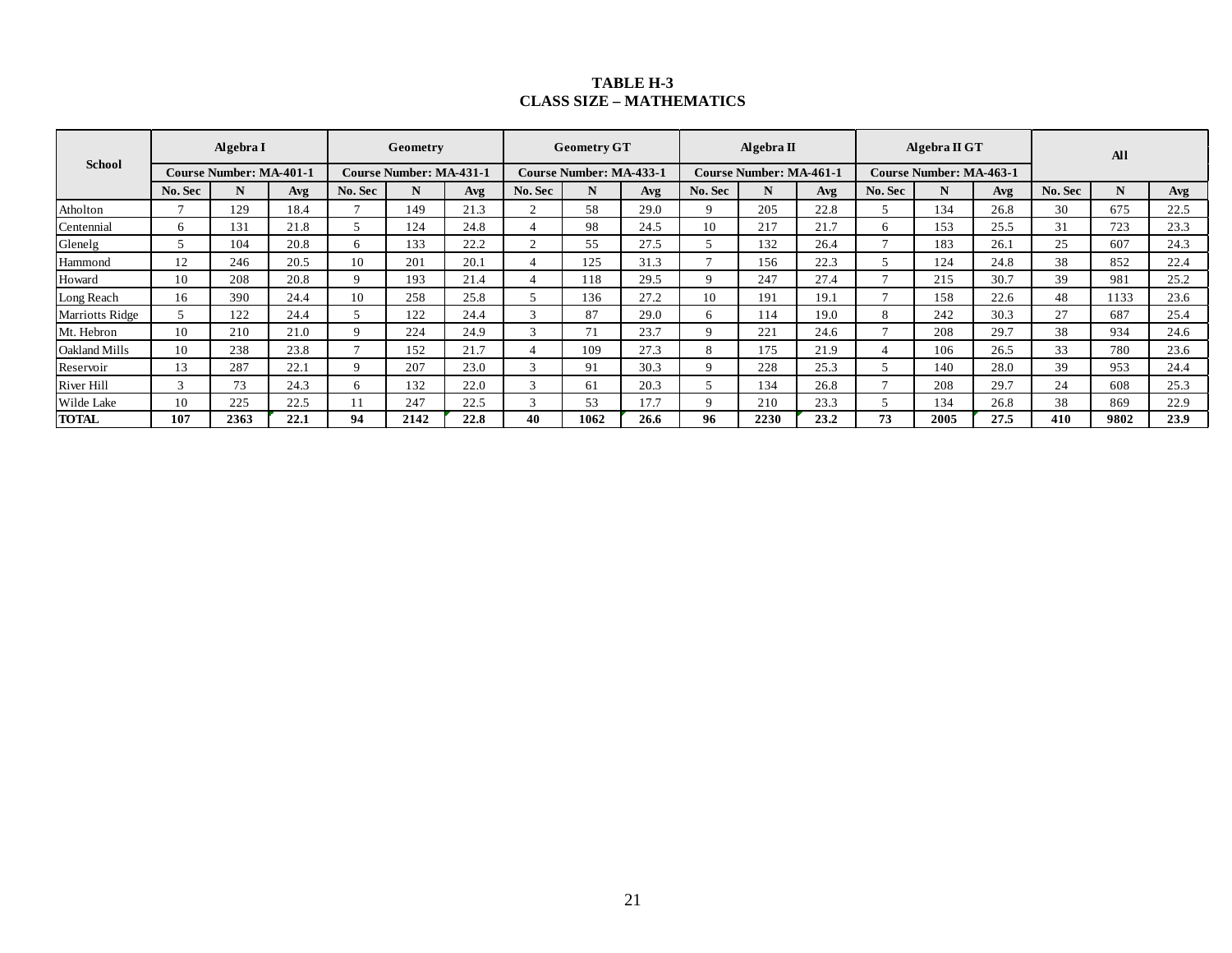**TABLE H-3**
**CLASS SIZE – MATHEMATICS**

| School | Algebra I | | | Geometry | | | Geometry GT | | | Algebra II | | | Algebra II GT | | | All | | |
|---|---|---|---|---|---|---|---|---|---|---|---|---|---|---|---|---|---|---|
| | Course Number: MA-401-1 | | | Course Number: MA-431-1 | | | Course Number: MA-433-1 | | | Course Number: MA-461-1 | | | Course Number: MA-463-1 | | | | | |
| | No. Sec | N | Avg | No. Sec | N | Avg | No. Sec | N | Avg | No. Sec | N | Avg | No. Sec | N | Avg | No. Sec | N | Avg |
| Atholton | 7 | 129 | 18.4 | 7 | 149 | 21.3 | 2 | 58 | 29.0 | 9 | 205 | 22.8 | 5 | 134 | 26.8 | 30 | 675 | 22.5 |
| Centennial | 6 | 131 | 21.8 | 5 | 124 | 24.8 | 4 | 98 | 24.5 | 10 | 217 | 21.7 | 6 | 153 | 25.5 | 31 | 723 | 23.3 |
| Glenelg | 5 | 104 | 20.8 | 6 | 133 | 22.2 | 2 | 55 | 27.5 | 5 | 132 | 26.4 | 7 | 183 | 26.1 | 25 | 607 | 24.3 |
| Hammond | 12 | 246 | 20.5 | 10 | 201 | 20.1 | 4 | 125 | 31.3 | 7 | 156 | 22.3 | 5 | 124 | 24.8 | 38 | 852 | 22.4 |
| Howard | 10 | 208 | 20.8 | 9 | 193 | 21.4 | 4 | 118 | 29.5 | 9 | 247 | 27.4 | 7 | 215 | 30.7 | 39 | 981 | 25.2 |
| Long Reach | 16 | 390 | 24.4 | 10 | 258 | 25.8 | 5 | 136 | 27.2 | 10 | 191 | 19.1 | 7 | 158 | 22.6 | 48 | 1133 | 23.6 |
| Marriotts Ridge | 5 | 122 | 24.4 | 5 | 122 | 24.4 | 3 | 87 | 29.0 | 6 | 114 | 19.0 | 8 | 242 | 30.3 | 27 | 687 | 25.4 |
| Mt. Hebron | 10 | 210 | 21.0 | 9 | 224 | 24.9 | 3 | 71 | 23.7 | 9 | 221 | 24.6 | 7 | 208 | 29.7 | 38 | 934 | 24.6 |
| Oakland Mills | 10 | 238 | 23.8 | 7 | 152 | 21.7 | 4 | 109 | 27.3 | 8 | 175 | 21.9 | 4 | 106 | 26.5 | 33 | 780 | 23.6 |
| Reservoir | 13 | 287 | 22.1 | 9 | 207 | 23.0 | 3 | 91 | 30.3 | 9 | 228 | 25.3 | 5 | 140 | 28.0 | 39 | 953 | 24.4 |
| River Hill | 3 | 73 | 24.3 | 6 | 132 | 22.0 | 3 | 61 | 20.3 | 5 | 134 | 26.8 | 7 | 208 | 29.7 | 24 | 608 | 25.3 |
| Wilde Lake | 10 | 225 | 22.5 | 11 | 247 | 22.5 | 3 | 53 | 17.7 | 9 | 210 | 23.3 | 5 | 134 | 26.8 | 38 | 869 | 22.9 |
| **TOTAL** | **107** | **2363** | **22.1** | **94** | **2142** | **22.8** | **40** | **1062** | **26.6** | **96** | **2230** | **23.2** | **73** | **2005** | **27.5** | **410** | **9802** | **23.9** |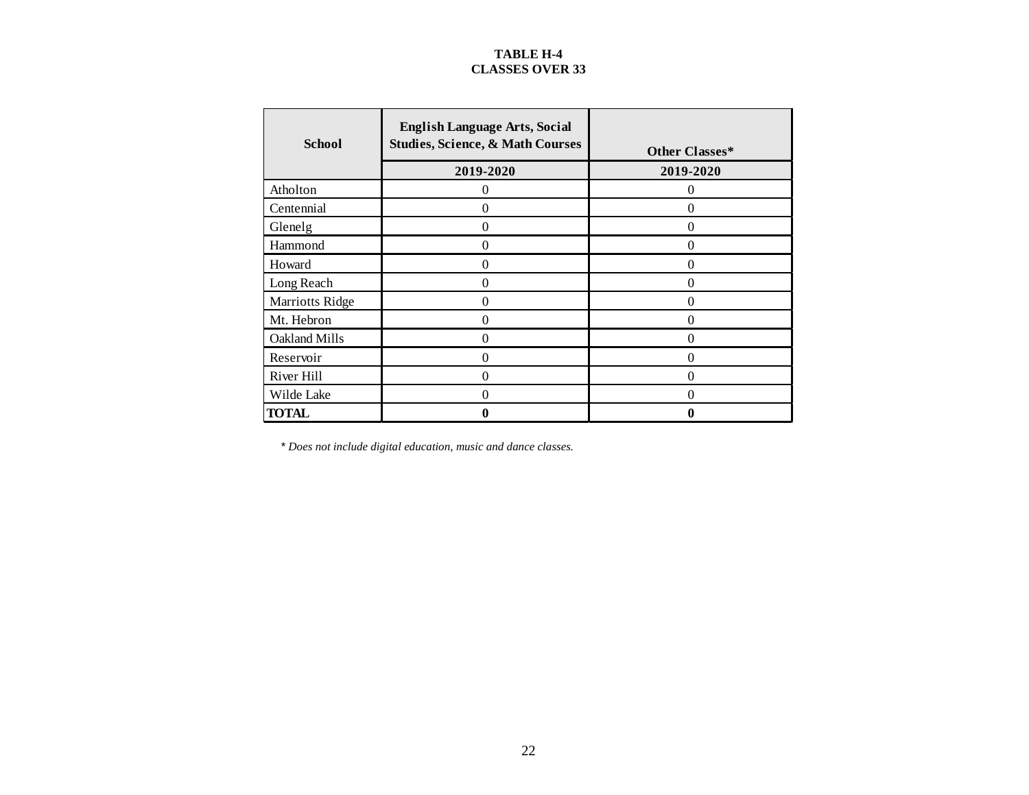**TABLE H-4**
**CLASSES OVER 33**

| School | English Language Arts, Social Studies, Science, & Math Courses | Other Classes* |
|---|---|---|
| | 2019-2020 | 2019-2020 |
| Atholton | 0 | 0 |
| Centennial | 0 | 0 |
| Glenelg | 0 | 0 |
| Hammond | 0 | 0 |
| Howard | 0 | 0 |
| Long Reach | 0 | 0 |
| Marriotts Ridge | 0 | 0 |
| Mt. Hebron | 0 | 0 |
| Oakland Mills | 0 | 0 |
| Reservoir | 0 | 0 |
| River Hill | 0 | 0 |
| Wilde Lake | 0 | 0 |
| **TOTAL** | **0** | **0** |

*\* Does not include digital education, music and dance classes.*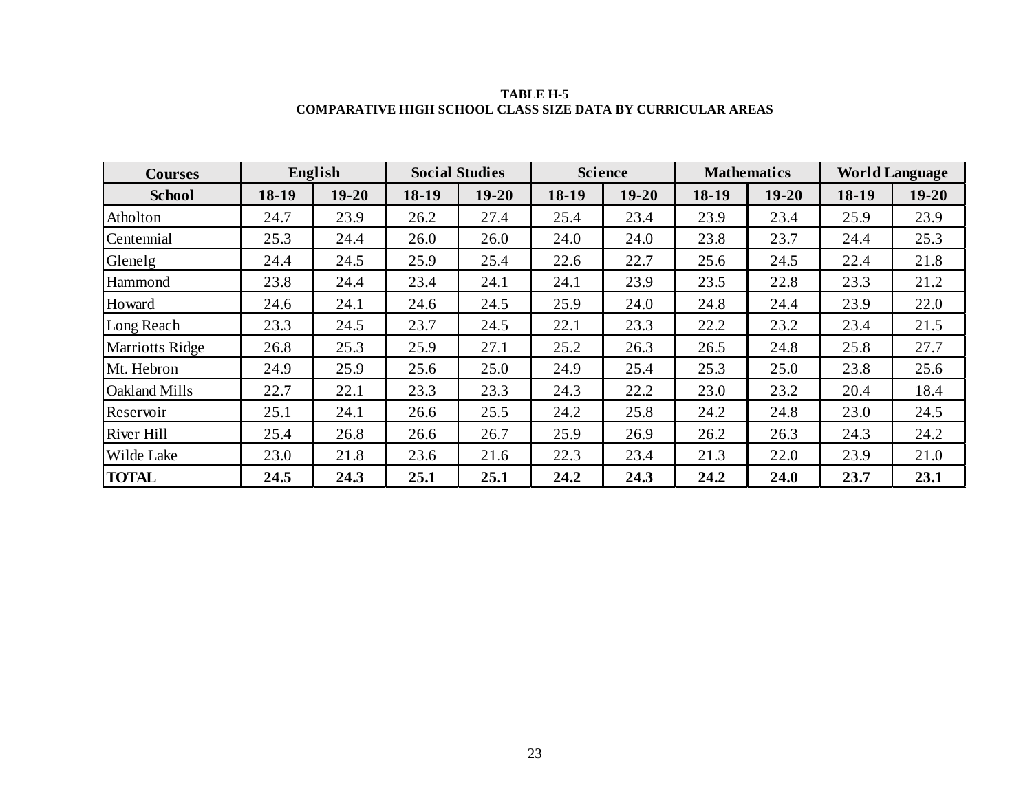**TABLE H-5**
**COMPARATIVE HIGH SCHOOL CLASS SIZE DATA BY CURRICULAR AREAS**

| Courses | English | | Social Studies | | Science | | Mathematics | | World Language | |
|---|---|---|---|---|---|---|---|---|---|---|
| **School** | **18-19** | **19-20** | **18-19** | **19-20** | **18-19** | **19-20** | **18-19** | **19-20** | **18-19** | **19-20** |
| Atholton | 24.7 | 23.9 | 26.2 | 27.4 | 25.4 | 23.4 | 23.9 | 23.4 | 25.9 | 23.9 |
| Centennial | 25.3 | 24.4 | 26.0 | 26.0 | 24.0 | 24.0 | 23.8 | 23.7 | 24.4 | 25.3 |
| Glenelg | 24.4 | 24.5 | 25.9 | 25.4 | 22.6 | 22.7 | 25.6 | 24.5 | 22.4 | 21.8 |
| Hammond | 23.8 | 24.4 | 23.4 | 24.1 | 24.1 | 23.9 | 23.5 | 22.8 | 23.3 | 21.2 |
| Howard | 24.6 | 24.1 | 24.6 | 24.5 | 25.9 | 24.0 | 24.8 | 24.4 | 23.9 | 22.0 |
| Long Reach | 23.3 | 24.5 | 23.7 | 24.5 | 22.1 | 23.3 | 22.2 | 23.2 | 23.4 | 21.5 |
| Marriotts Ridge | 26.8 | 25.3 | 25.9 | 27.1 | 25.2 | 26.3 | 26.5 | 24.8 | 25.8 | 27.7 |
| Mt. Hebron | 24.9 | 25.9 | 25.6 | 25.0 | 24.9 | 25.4 | 25.3 | 25.0 | 23.8 | 25.6 |
| Oakland Mills | 22.7 | 22.1 | 23.3 | 23.3 | 24.3 | 22.2 | 23.0 | 23.2 | 20.4 | 18.4 |
| Reservoir | 25.1 | 24.1 | 26.6 | 25.5 | 24.2 | 25.8 | 24.2 | 24.8 | 23.0 | 24.5 |
| River Hill | 25.4 | 26.8 | 26.6 | 26.7 | 25.9 | 26.9 | 26.2 | 26.3 | 24.3 | 24.2 |
| Wilde Lake | 23.0 | 21.8 | 23.6 | 21.6 | 22.3 | 23.4 | 21.3 | 22.0 | 23.9 | 21.0 |
| **TOTAL** | **24.5** | **24.3** | **25.1** | **25.1** | **24.2** | **24.3** | **24.2** | **24.0** | **23.7** | **23.1** |